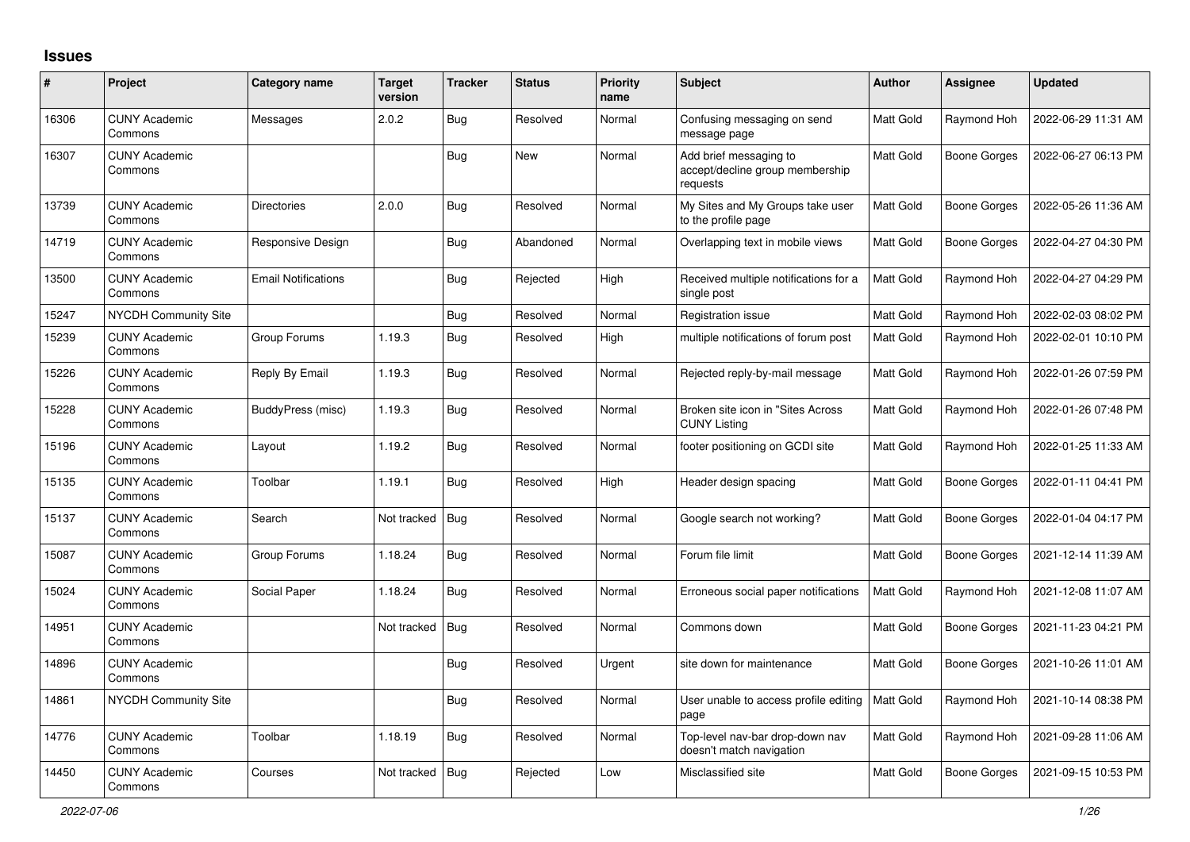## Issues

| # | Project | Category name | Target version | Tracker | Status | Priority name | Subject | Author | Assignee | Updated |
|---|---|---|---|---|---|---|---|---|---|---|
| 16306 | CUNY Academic Commons | Messages | 2.0.2 | Bug | Resolved | Normal | Confusing messaging on send message page | Matt Gold | Raymond Hoh | 2022-06-29 11:31 AM |
| 16307 | CUNY Academic Commons | | | Bug | New | Normal | Add brief messaging to accept/decline group membership requests | Matt Gold | Boone Gorges | 2022-06-27 06:13 PM |
| 13739 | CUNY Academic Commons | Directories | 2.0.0 | Bug | Resolved | Normal | My Sites and My Groups take user to the profile page | Matt Gold | Boone Gorges | 2022-05-26 11:36 AM |
| 14719 | CUNY Academic Commons | Responsive Design | | Bug | Abandoned | Normal | Overlapping text in mobile views | Matt Gold | Boone Gorges | 2022-04-27 04:30 PM |
| 13500 | CUNY Academic Commons | Email Notifications | | Bug | Rejected | High | Received multiple notifications for a single post | Matt Gold | Raymond Hoh | 2022-04-27 04:29 PM |
| 15247 | NYCDH Community Site | | | Bug | Resolved | Normal | Registration issue | Matt Gold | Raymond Hoh | 2022-02-03 08:02 PM |
| 15239 | CUNY Academic Commons | Group Forums | 1.19.3 | Bug | Resolved | High | multiple notifications of forum post | Matt Gold | Raymond Hoh | 2022-02-01 10:10 PM |
| 15226 | CUNY Academic Commons | Reply By Email | 1.19.3 | Bug | Resolved | Normal | Rejected reply-by-mail message | Matt Gold | Raymond Hoh | 2022-01-26 07:59 PM |
| 15228 | CUNY Academic Commons | BuddyPress (misc) | 1.19.3 | Bug | Resolved | Normal | Broken site icon in "Sites Across CUNY Listing | Matt Gold | Raymond Hoh | 2022-01-26 07:48 PM |
| 15196 | CUNY Academic Commons | Layout | 1.19.2 | Bug | Resolved | Normal | footer positioning on GCDI site | Matt Gold | Raymond Hoh | 2022-01-25 11:33 AM |
| 15135 | CUNY Academic Commons | Toolbar | 1.19.1 | Bug | Resolved | High | Header design spacing | Matt Gold | Boone Gorges | 2022-01-11 04:41 PM |
| 15137 | CUNY Academic Commons | Search | Not tracked | Bug | Resolved | Normal | Google search not working? | Matt Gold | Boone Gorges | 2022-01-04 04:17 PM |
| 15087 | CUNY Academic Commons | Group Forums | 1.18.24 | Bug | Resolved | Normal | Forum file limit | Matt Gold | Boone Gorges | 2021-12-14 11:39 AM |
| 15024 | CUNY Academic Commons | Social Paper | 1.18.24 | Bug | Resolved | Normal | Erroneous social paper notifications | Matt Gold | Raymond Hoh | 2021-12-08 11:07 AM |
| 14951 | CUNY Academic Commons | | Not tracked | Bug | Resolved | Normal | Commons down | Matt Gold | Boone Gorges | 2021-11-23 04:21 PM |
| 14896 | CUNY Academic Commons | | | Bug | Resolved | Urgent | site down for maintenance | Matt Gold | Boone Gorges | 2021-10-26 11:01 AM |
| 14861 | NYCDH Community Site | | | Bug | Resolved | Normal | User unable to access profile editing page | Matt Gold | Raymond Hoh | 2021-10-14 08:38 PM |
| 14776 | CUNY Academic Commons | Toolbar | 1.18.19 | Bug | Resolved | Normal | Top-level nav-bar drop-down nav doesn't match navigation | Matt Gold | Raymond Hoh | 2021-09-28 11:06 AM |
| 14450 | CUNY Academic Commons | Courses | Not tracked | Bug | Rejected | Low | Misclassified site | Matt Gold | Boone Gorges | 2021-09-15 10:53 PM |

*2022-07-06*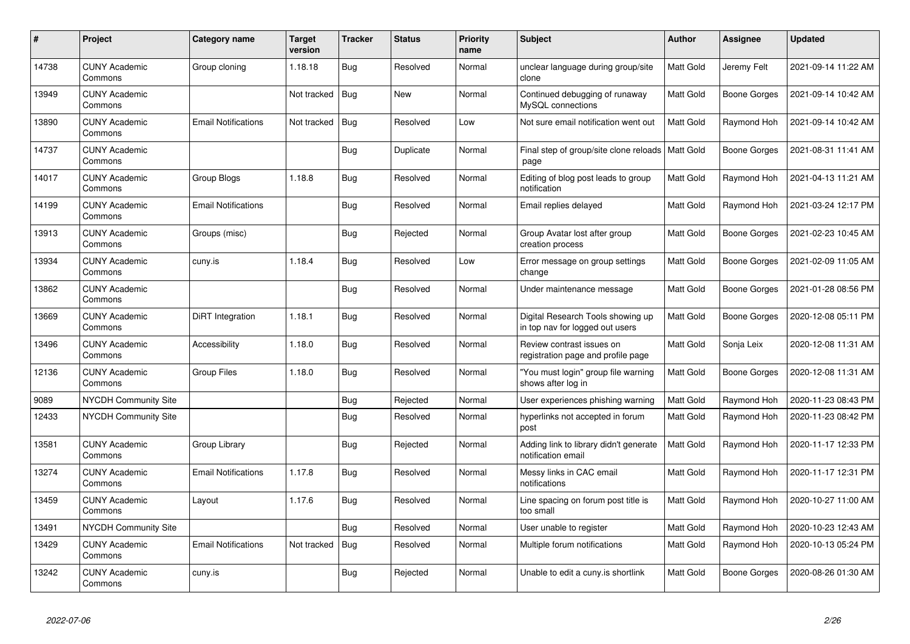| # | Project | Category name | Target version | Tracker | Status | Priority name | Subject | Author | Assignee | Updated |
|---|---|---|---|---|---|---|---|---|---|---|
| 14738 | CUNY Academic Commons | Group cloning | 1.18.18 | Bug | Resolved | Normal | unclear language during group/site clone | Matt Gold | Jeremy Felt | 2021-09-14 11:22 AM |
| 13949 | CUNY Academic Commons | | Not tracked | Bug | New | Normal | Continued debugging of runaway MySQL connections | Matt Gold | Boone Gorges | 2021-09-14 10:42 AM |
| 13890 | CUNY Academic Commons | Email Notifications | Not tracked | Bug | Resolved | Low | Not sure email notification went out | Matt Gold | Raymond Hoh | 2021-09-14 10:42 AM |
| 14737 | CUNY Academic Commons | | | Bug | Duplicate | Normal | Final step of group/site clone reloads page | Matt Gold | Boone Gorges | 2021-08-31 11:41 AM |
| 14017 | CUNY Academic Commons | Group Blogs | 1.18.8 | Bug | Resolved | Normal | Editing of blog post leads to group notification | Matt Gold | Raymond Hoh | 2021-04-13 11:21 AM |
| 14199 | CUNY Academic Commons | Email Notifications | | Bug | Resolved | Normal | Email replies delayed | Matt Gold | Raymond Hoh | 2021-03-24 12:17 PM |
| 13913 | CUNY Academic Commons | Groups (misc) | | Bug | Rejected | Normal | Group Avatar lost after group creation process | Matt Gold | Boone Gorges | 2021-02-23 10:45 AM |
| 13934 | CUNY Academic Commons | cuny.is | 1.18.4 | Bug | Resolved | Low | Error message on group settings change | Matt Gold | Boone Gorges | 2021-02-09 11:05 AM |
| 13862 | CUNY Academic Commons | | | Bug | Resolved | Normal | Under maintenance message | Matt Gold | Boone Gorges | 2021-01-28 08:56 PM |
| 13669 | CUNY Academic Commons | DiRT Integration | 1.18.1 | Bug | Resolved | Normal | Digital Research Tools showing up in top nav for logged out users | Matt Gold | Boone Gorges | 2020-12-08 05:11 PM |
| 13496 | CUNY Academic Commons | Accessibility | 1.18.0 | Bug | Resolved | Normal | Review contrast issues on registration page and profile page | Matt Gold | Sonja Leix | 2020-12-08 11:31 AM |
| 12136 | CUNY Academic Commons | Group Files | 1.18.0 | Bug | Resolved | Normal | "You must login" group file warning shows after log in | Matt Gold | Boone Gorges | 2020-12-08 11:31 AM |
| 9089 | NYCDH Community Site | | | Bug | Rejected | Normal | User experiences phishing warning | Matt Gold | Raymond Hoh | 2020-11-23 08:43 PM |
| 12433 | NYCDH Community Site | | | Bug | Resolved | Normal | hyperlinks not accepted in forum post | Matt Gold | Raymond Hoh | 2020-11-23 08:42 PM |
| 13581 | CUNY Academic Commons | Group Library | | Bug | Rejected | Normal | Adding link to library didn't generate notification email | Matt Gold | Raymond Hoh | 2020-11-17 12:33 PM |
| 13274 | CUNY Academic Commons | Email Notifications | 1.17.8 | Bug | Resolved | Normal | Messy links in CAC email notifications | Matt Gold | Raymond Hoh | 2020-11-17 12:31 PM |
| 13459 | CUNY Academic Commons | Layout | 1.17.6 | Bug | Resolved | Normal | Line spacing on forum post title is too small | Matt Gold | Raymond Hoh | 2020-10-27 11:00 AM |
| 13491 | NYCDH Community Site | | | Bug | Resolved | Normal | User unable to register | Matt Gold | Raymond Hoh | 2020-10-23 12:43 AM |
| 13429 | CUNY Academic Commons | Email Notifications | Not tracked | Bug | Resolved | Normal | Multiple forum notifications | Matt Gold | Raymond Hoh | 2020-10-13 05:24 PM |
| 13242 | CUNY Academic Commons | cuny.is | | Bug | Rejected | Normal | Unable to edit a cuny.is shortlink | Matt Gold | Boone Gorges | 2020-08-26 01:30 AM |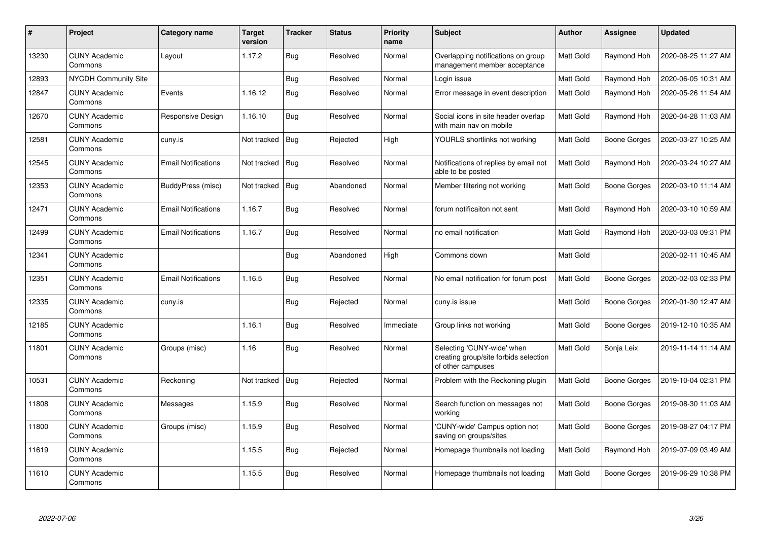| # | Project | Category name | Target version | Tracker | Status | Priority name | Subject | Author | Assignee | Updated |
|---|---|---|---|---|---|---|---|---|---|---|
| 13230 | CUNY Academic Commons | Layout | 1.17.2 | Bug | Resolved | Normal | Overlapping notifications on group management member acceptance | Matt Gold | Raymond Hoh | 2020-08-25 11:27 AM |
| 12893 | NYCDH Community Site | | | Bug | Resolved | Normal | Login issue | Matt Gold | Raymond Hoh | 2020-06-05 10:31 AM |
| 12847 | CUNY Academic Commons | Events | 1.16.12 | Bug | Resolved | Normal | Error message in event description | Matt Gold | Raymond Hoh | 2020-05-26 11:54 AM |
| 12670 | CUNY Academic Commons | Responsive Design | 1.16.10 | Bug | Resolved | Normal | Social icons in site header overlap with main nav on mobile | Matt Gold | Raymond Hoh | 2020-04-28 11:03 AM |
| 12581 | CUNY Academic Commons | cuny.is | Not tracked | Bug | Rejected | High | YOURLS shortlinks not working | Matt Gold | Boone Gorges | 2020-03-27 10:25 AM |
| 12545 | CUNY Academic Commons | Email Notifications | Not tracked | Bug | Resolved | Normal | Notifications of replies by email not able to be posted | Matt Gold | Raymond Hoh | 2020-03-24 10:27 AM |
| 12353 | CUNY Academic Commons | BuddyPress (misc) | Not tracked | Bug | Abandoned | Normal | Member filtering not working | Matt Gold | Boone Gorges | 2020-03-10 11:14 AM |
| 12471 | CUNY Academic Commons | Email Notifications | 1.16.7 | Bug | Resolved | Normal | forum notificaiton not sent | Matt Gold | Raymond Hoh | 2020-03-10 10:59 AM |
| 12499 | CUNY Academic Commons | Email Notifications | 1.16.7 | Bug | Resolved | Normal | no email notification | Matt Gold | Raymond Hoh | 2020-03-03 09:31 PM |
| 12341 | CUNY Academic Commons | | | Bug | Abandoned | High | Commons down | Matt Gold | | 2020-02-11 10:45 AM |
| 12351 | CUNY Academic Commons | Email Notifications | 1.16.5 | Bug | Resolved | Normal | No email notification for forum post | Matt Gold | Boone Gorges | 2020-02-03 02:33 PM |
| 12335 | CUNY Academic Commons | cuny.is | | Bug | Rejected | Normal | cuny.is issue | Matt Gold | Boone Gorges | 2020-01-30 12:47 AM |
| 12185 | CUNY Academic Commons | | 1.16.1 | Bug | Resolved | Immediate | Group links not working | Matt Gold | Boone Gorges | 2019-12-10 10:35 AM |
| 11801 | CUNY Academic Commons | Groups (misc) | 1.16 | Bug | Resolved | Normal | Selecting 'CUNY-wide' when creating group/site forbids selection of other campuses | Matt Gold | Sonja Leix | 2019-11-14 11:14 AM |
| 10531 | CUNY Academic Commons | Reckoning | Not tracked | Bug | Rejected | Normal | Problem with the Reckoning plugin | Matt Gold | Boone Gorges | 2019-10-04 02:31 PM |
| 11808 | CUNY Academic Commons | Messages | 1.15.9 | Bug | Resolved | Normal | Search function on messages not working | Matt Gold | Boone Gorges | 2019-08-30 11:03 AM |
| 11800 | CUNY Academic Commons | Groups (misc) | 1.15.9 | Bug | Resolved | Normal | 'CUNY-wide' Campus option not saving on groups/sites | Matt Gold | Boone Gorges | 2019-08-27 04:17 PM |
| 11619 | CUNY Academic Commons | | 1.15.5 | Bug | Rejected | Normal | Homepage thumbnails not loading | Matt Gold | Raymond Hoh | 2019-07-09 03:49 AM |
| 11610 | CUNY Academic Commons | | 1.15.5 | Bug | Resolved | Normal | Homepage thumbnails not loading | Matt Gold | Boone Gorges | 2019-06-29 10:38 PM |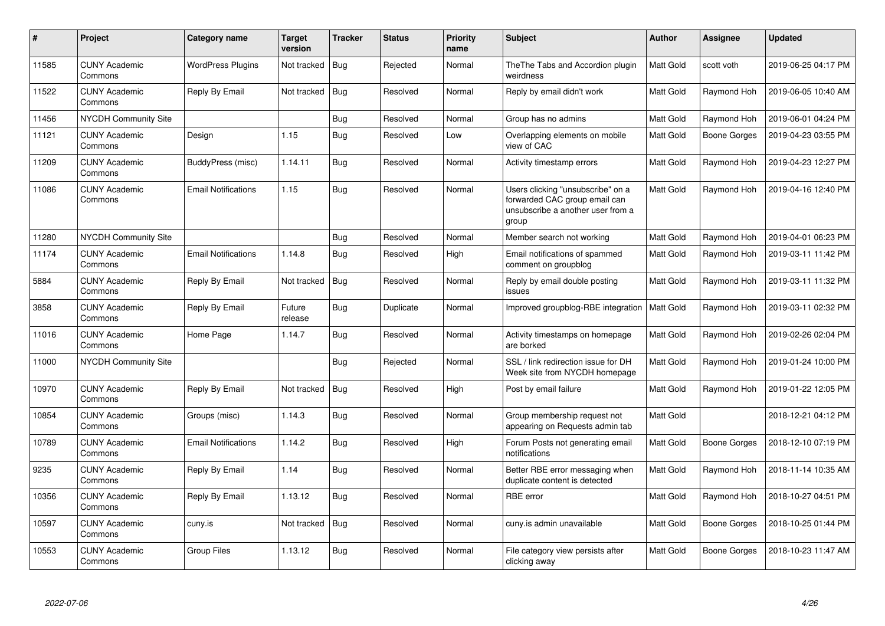| # | Project | Category name | Target version | Tracker | Status | Priority name | Subject | Author | Assignee | Updated |
|---|---|---|---|---|---|---|---|---|---|---|
| 11585 | CUNY Academic Commons | WordPress Plugins | Not tracked | Bug | Rejected | Normal | TheThe Tabs and Accordion plugin weirdness | Matt Gold | scott voth | 2019-06-25 04:17 PM |
| 11522 | CUNY Academic Commons | Reply By Email | Not tracked | Bug | Resolved | Normal | Reply by email didn't work | Matt Gold | Raymond Hoh | 2019-06-05 10:40 AM |
| 11456 | NYCDH Community Site | | | Bug | Resolved | Normal | Group has no admins | Matt Gold | Raymond Hoh | 2019-06-01 04:24 PM |
| 11121 | CUNY Academic Commons | Design | 1.15 | Bug | Resolved | Low | Overlapping elements on mobile view of CAC | Matt Gold | Boone Gorges | 2019-04-23 03:55 PM |
| 11209 | CUNY Academic Commons | BuddyPress (misc) | 1.14.11 | Bug | Resolved | Normal | Activity timestamp errors | Matt Gold | Raymond Hoh | 2019-04-23 12:27 PM |
| 11086 | CUNY Academic Commons | Email Notifications | 1.15 | Bug | Resolved | Normal | Users clicking "unsubscribe" on a forwarded CAC group email can unsubscribe a another user from a group | Matt Gold | Raymond Hoh | 2019-04-16 12:40 PM |
| 11280 | NYCDH Community Site | | | Bug | Resolved | Normal | Member search not working | Matt Gold | Raymond Hoh | 2019-04-01 06:23 PM |
| 11174 | CUNY Academic Commons | Email Notifications | 1.14.8 | Bug | Resolved | High | Email notifications of spammed comment on groupblog | Matt Gold | Raymond Hoh | 2019-03-11 11:42 PM |
| 5884 | CUNY Academic Commons | Reply By Email | Not tracked | Bug | Resolved | Normal | Reply by email double posting issues | Matt Gold | Raymond Hoh | 2019-03-11 11:32 PM |
| 3858 | CUNY Academic Commons | Reply By Email | Future release | Bug | Duplicate | Normal | Improved groupblog-RBE integration | Matt Gold | Raymond Hoh | 2019-03-11 02:32 PM |
| 11016 | CUNY Academic Commons | Home Page | 1.14.7 | Bug | Resolved | Normal | Activity timestamps on homepage are borked | Matt Gold | Raymond Hoh | 2019-02-26 02:04 PM |
| 11000 | NYCDH Community Site | | | Bug | Rejected | Normal | SSL / link redirection issue for DH Week site from NYCDH homepage | Matt Gold | Raymond Hoh | 2019-01-24 10:00 PM |
| 10970 | CUNY Academic Commons | Reply By Email | Not tracked | Bug | Resolved | High | Post by email failure | Matt Gold | Raymond Hoh | 2019-01-22 12:05 PM |
| 10854 | CUNY Academic Commons | Groups (misc) | 1.14.3 | Bug | Resolved | Normal | Group membership request not appearing on Requests admin tab | Matt Gold | | 2018-12-21 04:12 PM |
| 10789 | CUNY Academic Commons | Email Notifications | 1.14.2 | Bug | Resolved | High | Forum Posts not generating email notifications | Matt Gold | Boone Gorges | 2018-12-10 07:19 PM |
| 9235 | CUNY Academic Commons | Reply By Email | 1.14 | Bug | Resolved | Normal | Better RBE error messaging when duplicate content is detected | Matt Gold | Raymond Hoh | 2018-11-14 10:35 AM |
| 10356 | CUNY Academic Commons | Reply By Email | 1.13.12 | Bug | Resolved | Normal | RBE error | Matt Gold | Raymond Hoh | 2018-10-27 04:51 PM |
| 10597 | CUNY Academic Commons | cuny.is | Not tracked | Bug | Resolved | Normal | cuny.is admin unavailable | Matt Gold | Boone Gorges | 2018-10-25 01:44 PM |
| 10553 | CUNY Academic Commons | Group Files | 1.13.12 | Bug | Resolved | Normal | File category view persists after clicking away | Matt Gold | Boone Gorges | 2018-10-23 11:47 AM |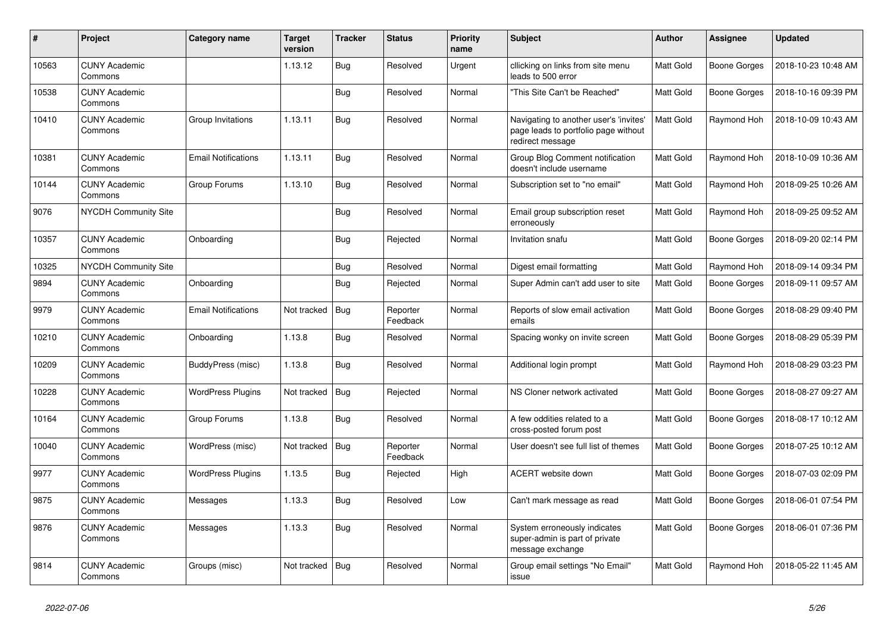| # | Project | Category name | Target version | Tracker | Status | Priority name | Subject | Author | Assignee | Updated |
|---|---|---|---|---|---|---|---|---|---|---|
| 10563 | CUNY Academic Commons | | 1.13.12 | Bug | Resolved | Urgent | cllicking on links from site menu leads to 500 error | Matt Gold | Boone Gorges | 2018-10-23 10:48 AM |
| 10538 | CUNY Academic Commons | | | Bug | Resolved | Normal | "This Site Can't be Reached" | Matt Gold | Boone Gorges | 2018-10-16 09:39 PM |
| 10410 | CUNY Academic Commons | Group Invitations | 1.13.11 | Bug | Resolved | Normal | Navigating to another user's 'invites' page leads to portfolio page without redirect message | Matt Gold | Raymond Hoh | 2018-10-09 10:43 AM |
| 10381 | CUNY Academic Commons | Email Notifications | 1.13.11 | Bug | Resolved | Normal | Group Blog Comment notification doesn't include username | Matt Gold | Raymond Hoh | 2018-10-09 10:36 AM |
| 10144 | CUNY Academic Commons | Group Forums | 1.13.10 | Bug | Resolved | Normal | Subscription set to "no email" | Matt Gold | Raymond Hoh | 2018-09-25 10:26 AM |
| 9076 | NYCDH Community Site | | | Bug | Resolved | Normal | Email group subscription reset erroneously | Matt Gold | Raymond Hoh | 2018-09-25 09:52 AM |
| 10357 | CUNY Academic Commons | Onboarding | | Bug | Rejected | Normal | Invitation snafu | Matt Gold | Boone Gorges | 2018-09-20 02:14 PM |
| 10325 | NYCDH Community Site | | | Bug | Resolved | Normal | Digest email formatting | Matt Gold | Raymond Hoh | 2018-09-14 09:34 PM |
| 9894 | CUNY Academic Commons | Onboarding | | Bug | Rejected | Normal | Super Admin can't add user to site | Matt Gold | Boone Gorges | 2018-09-11 09:57 AM |
| 9979 | CUNY Academic Commons | Email Notifications | Not tracked | Bug | Reporter Feedback | Normal | Reports of slow email activation emails | Matt Gold | Boone Gorges | 2018-08-29 09:40 PM |
| 10210 | CUNY Academic Commons | Onboarding | 1.13.8 | Bug | Resolved | Normal | Spacing wonky on invite screen | Matt Gold | Boone Gorges | 2018-08-29 05:39 PM |
| 10209 | CUNY Academic Commons | BuddyPress (misc) | 1.13.8 | Bug | Resolved | Normal | Additional login prompt | Matt Gold | Raymond Hoh | 2018-08-29 03:23 PM |
| 10228 | CUNY Academic Commons | WordPress Plugins | Not tracked | Bug | Rejected | Normal | NS Cloner network activated | Matt Gold | Boone Gorges | 2018-08-27 09:27 AM |
| 10164 | CUNY Academic Commons | Group Forums | 1.13.8 | Bug | Resolved | Normal | A few oddities related to a cross-posted forum post | Matt Gold | Boone Gorges | 2018-08-17 10:12 AM |
| 10040 | CUNY Academic Commons | WordPress (misc) | Not tracked | Bug | Reporter Feedback | Normal | User doesn't see full list of themes | Matt Gold | Boone Gorges | 2018-07-25 10:12 AM |
| 9977 | CUNY Academic Commons | WordPress Plugins | 1.13.5 | Bug | Rejected | High | ACERT website down | Matt Gold | Boone Gorges | 2018-07-03 02:09 PM |
| 9875 | CUNY Academic Commons | Messages | 1.13.3 | Bug | Resolved | Low | Can't mark message as read | Matt Gold | Boone Gorges | 2018-06-01 07:54 PM |
| 9876 | CUNY Academic Commons | Messages | 1.13.3 | Bug | Resolved | Normal | System erroneously indicates super-admin is part of private message exchange | Matt Gold | Boone Gorges | 2018-06-01 07:36 PM |
| 9814 | CUNY Academic Commons | Groups (misc) | Not tracked | Bug | Resolved | Normal | Group email settings "No Email" issue | Matt Gold | Raymond Hoh | 2018-05-22 11:45 AM |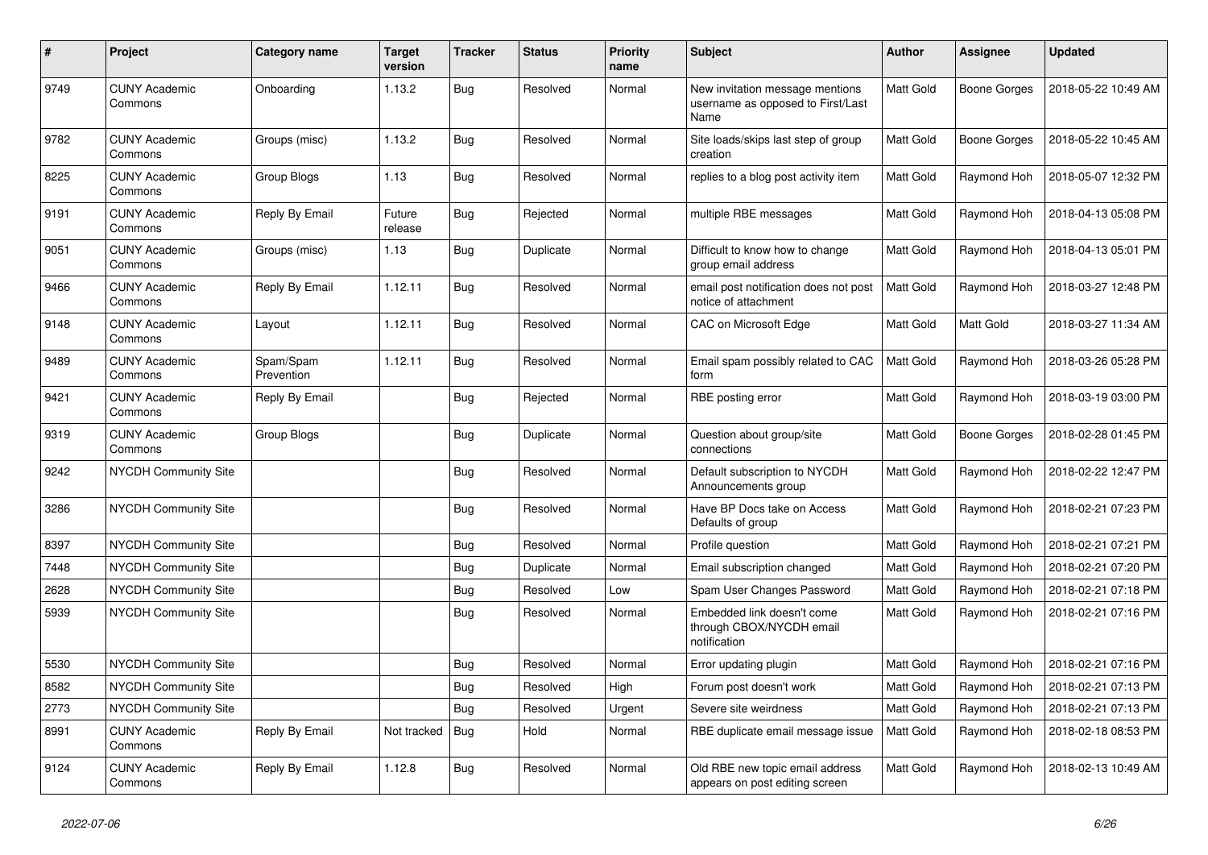| # | Project | Category name | Target version | Tracker | Status | Priority name | Subject | Author | Assignee | Updated |
|---|---|---|---|---|---|---|---|---|---|---|
| 9749 | CUNY Academic Commons | Onboarding | 1.13.2 | Bug | Resolved | Normal | New invitation message mentions username as opposed to First/Last Name | Matt Gold | Boone Gorges | 2018-05-22 10:49 AM |
| 9782 | CUNY Academic Commons | Groups (misc) | 1.13.2 | Bug | Resolved | Normal | Site loads/skips last step of group creation | Matt Gold | Boone Gorges | 2018-05-22 10:45 AM |
| 8225 | CUNY Academic Commons | Group Blogs | 1.13 | Bug | Resolved | Normal | replies to a blog post activity item | Matt Gold | Raymond Hoh | 2018-05-07 12:32 PM |
| 9191 | CUNY Academic Commons | Reply By Email | Future release | Bug | Rejected | Normal | multiple RBE messages | Matt Gold | Raymond Hoh | 2018-04-13 05:08 PM |
| 9051 | CUNY Academic Commons | Groups (misc) | 1.13 | Bug | Duplicate | Normal | Difficult to know how to change group email address | Matt Gold | Raymond Hoh | 2018-04-13 05:01 PM |
| 9466 | CUNY Academic Commons | Reply By Email | 1.12.11 | Bug | Resolved | Normal | email post notification does not post notice of attachment | Matt Gold | Raymond Hoh | 2018-03-27 12:48 PM |
| 9148 | CUNY Academic Commons | Layout | 1.12.11 | Bug | Resolved | Normal | CAC on Microsoft Edge | Matt Gold | Matt Gold | 2018-03-27 11:34 AM |
| 9489 | CUNY Academic Commons | Spam/Spam Prevention | 1.12.11 | Bug | Resolved | Normal | Email spam possibly related to CAC form | Matt Gold | Raymond Hoh | 2018-03-26 05:28 PM |
| 9421 | CUNY Academic Commons | Reply By Email | | Bug | Rejected | Normal | RBE posting error | Matt Gold | Raymond Hoh | 2018-03-19 03:00 PM |
| 9319 | CUNY Academic Commons | Group Blogs | | Bug | Duplicate | Normal | Question about group/site connections | Matt Gold | Boone Gorges | 2018-02-28 01:45 PM |
| 9242 | NYCDH Community Site | | | Bug | Resolved | Normal | Default subscription to NYCDH Announcements group | Matt Gold | Raymond Hoh | 2018-02-22 12:47 PM |
| 3286 | NYCDH Community Site | | | Bug | Resolved | Normal | Have BP Docs take on Access Defaults of group | Matt Gold | Raymond Hoh | 2018-02-21 07:23 PM |
| 8397 | NYCDH Community Site | | | Bug | Resolved | Normal | Profile question | Matt Gold | Raymond Hoh | 2018-02-21 07:21 PM |
| 7448 | NYCDH Community Site | | | Bug | Duplicate | Normal | Email subscription changed | Matt Gold | Raymond Hoh | 2018-02-21 07:20 PM |
| 2628 | NYCDH Community Site | | | Bug | Resolved | Low | Spam User Changes Password | Matt Gold | Raymond Hoh | 2018-02-21 07:18 PM |
| 5939 | NYCDH Community Site | | | Bug | Resolved | Normal | Embedded link doesn't come through CBOX/NYCDH email notification | Matt Gold | Raymond Hoh | 2018-02-21 07:16 PM |
| 5530 | NYCDH Community Site | | | Bug | Resolved | Normal | Error updating plugin | Matt Gold | Raymond Hoh | 2018-02-21 07:16 PM |
| 8582 | NYCDH Community Site | | | Bug | Resolved | High | Forum post doesn't work | Matt Gold | Raymond Hoh | 2018-02-21 07:13 PM |
| 2773 | NYCDH Community Site | | | Bug | Resolved | Urgent | Severe site weirdness | Matt Gold | Raymond Hoh | 2018-02-21 07:13 PM |
| 8991 | CUNY Academic Commons | Reply By Email | Not tracked | Bug | Hold | Normal | RBE duplicate email message issue | Matt Gold | Raymond Hoh | 2018-02-18 08:53 PM |
| 9124 | CUNY Academic Commons | Reply By Email | 1.12.8 | Bug | Resolved | Normal | Old RBE new topic email address appears on post editing screen | Matt Gold | Raymond Hoh | 2018-02-13 10:49 AM |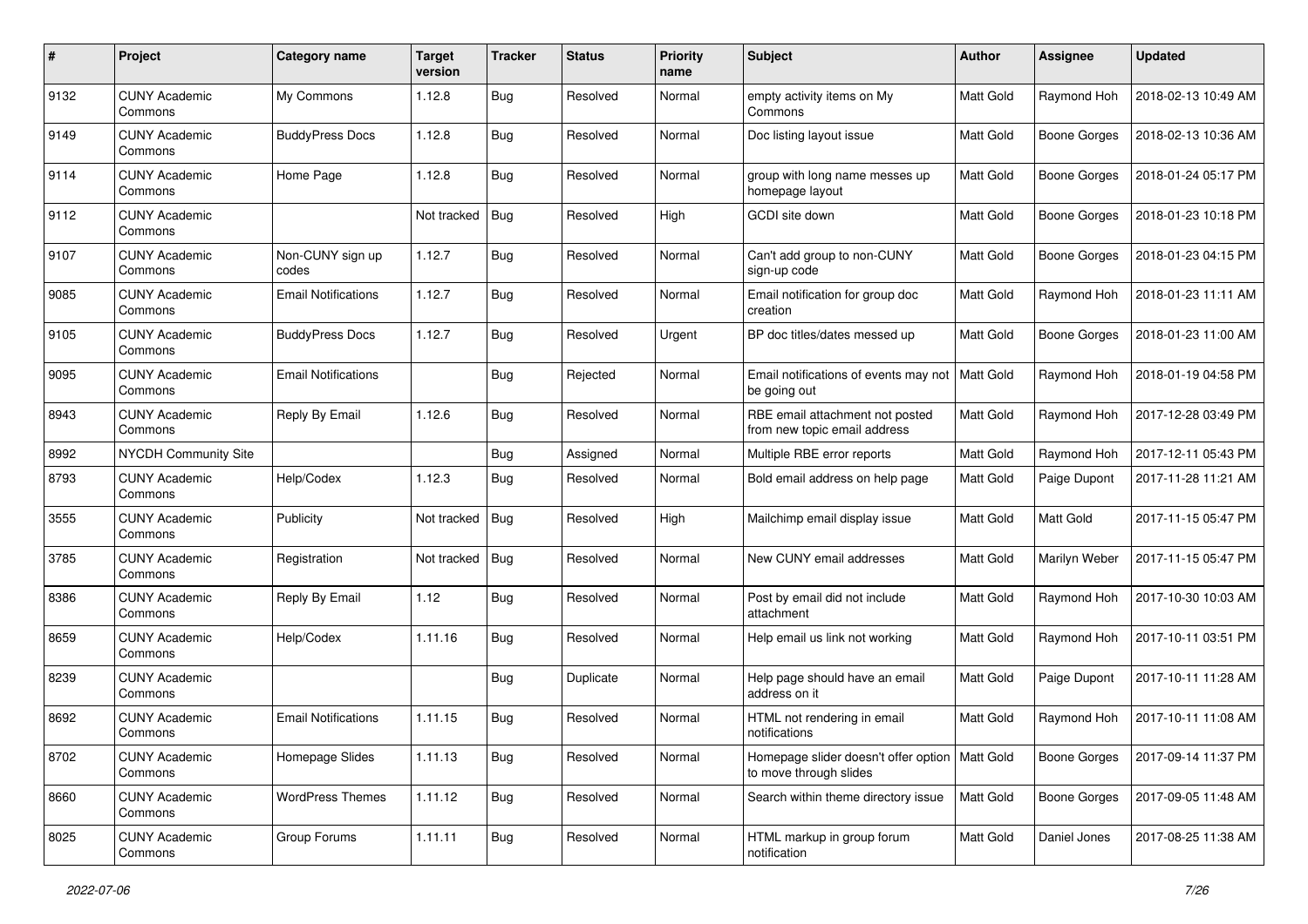| # | Project | Category name | Target version | Tracker | Status | Priority name | Subject | Author | Assignee | Updated |
|---|---|---|---|---|---|---|---|---|---|---|
| 9132 | CUNY Academic Commons | My Commons | 1.12.8 | Bug | Resolved | Normal | empty activity items on My Commons | Matt Gold | Raymond Hoh | 2018-02-13 10:49 AM |
| 9149 | CUNY Academic Commons | BuddyPress Docs | 1.12.8 | Bug | Resolved | Normal | Doc listing layout issue | Matt Gold | Boone Gorges | 2018-02-13 10:36 AM |
| 9114 | CUNY Academic Commons | Home Page | 1.12.8 | Bug | Resolved | Normal | group with long name messes up homepage layout | Matt Gold | Boone Gorges | 2018-01-24 05:17 PM |
| 9112 | CUNY Academic Commons | | Not tracked | Bug | Resolved | High | GCDI site down | Matt Gold | Boone Gorges | 2018-01-23 10:18 PM |
| 9107 | CUNY Academic Commons | Non-CUNY sign up codes | 1.12.7 | Bug | Resolved | Normal | Can't add group to non-CUNY sign-up code | Matt Gold | Boone Gorges | 2018-01-23 04:15 PM |
| 9085 | CUNY Academic Commons | Email Notifications | 1.12.7 | Bug | Resolved | Normal | Email notification for group doc creation | Matt Gold | Raymond Hoh | 2018-01-23 11:11 AM |
| 9105 | CUNY Academic Commons | BuddyPress Docs | 1.12.7 | Bug | Resolved | Urgent | BP doc titles/dates messed up | Matt Gold | Boone Gorges | 2018-01-23 11:00 AM |
| 9095 | CUNY Academic Commons | Email Notifications | | Bug | Rejected | Normal | Email notifications of events may not be going out | Matt Gold | Raymond Hoh | 2018-01-19 04:58 PM |
| 8943 | CUNY Academic Commons | Reply By Email | 1.12.6 | Bug | Resolved | Normal | RBE email attachment not posted from new topic email address | Matt Gold | Raymond Hoh | 2017-12-28 03:49 PM |
| 8992 | NYCDH Community Site | | | Bug | Assigned | Normal | Multiple RBE error reports | Matt Gold | Raymond Hoh | 2017-12-11 05:43 PM |
| 8793 | CUNY Academic Commons | Help/Codex | 1.12.3 | Bug | Resolved | Normal | Bold email address on help page | Matt Gold | Paige Dupont | 2017-11-28 11:21 AM |
| 3555 | CUNY Academic Commons | Publicity | Not tracked | Bug | Resolved | High | Mailchimp email display issue | Matt Gold | Matt Gold | 2017-11-15 05:47 PM |
| 3785 | CUNY Academic Commons | Registration | Not tracked | Bug | Resolved | Normal | New CUNY email addresses | Matt Gold | Marilyn Weber | 2017-11-15 05:47 PM |
| 8386 | CUNY Academic Commons | Reply By Email | 1.12 | Bug | Resolved | Normal | Post by email did not include attachment | Matt Gold | Raymond Hoh | 2017-10-30 10:03 AM |
| 8659 | CUNY Academic Commons | Help/Codex | 1.11.16 | Bug | Resolved | Normal | Help email us link not working | Matt Gold | Raymond Hoh | 2017-10-11 03:51 PM |
| 8239 | CUNY Academic Commons | | | Bug | Duplicate | Normal | Help page should have an email address on it | Matt Gold | Paige Dupont | 2017-10-11 11:28 AM |
| 8692 | CUNY Academic Commons | Email Notifications | 1.11.15 | Bug | Resolved | Normal | HTML not rendering in email notifications | Matt Gold | Raymond Hoh | 2017-10-11 11:08 AM |
| 8702 | CUNY Academic Commons | Homepage Slides | 1.11.13 | Bug | Resolved | Normal | Homepage slider doesn't offer option to move through slides | Matt Gold | Boone Gorges | 2017-09-14 11:37 PM |
| 8660 | CUNY Academic Commons | WordPress Themes | 1.11.12 | Bug | Resolved | Normal | Search within theme directory issue | Matt Gold | Boone Gorges | 2017-09-05 11:48 AM |
| 8025 | CUNY Academic Commons | Group Forums | 1.11.11 | Bug | Resolved | Normal | HTML markup in group forum notification | Matt Gold | Daniel Jones | 2017-08-25 11:38 AM |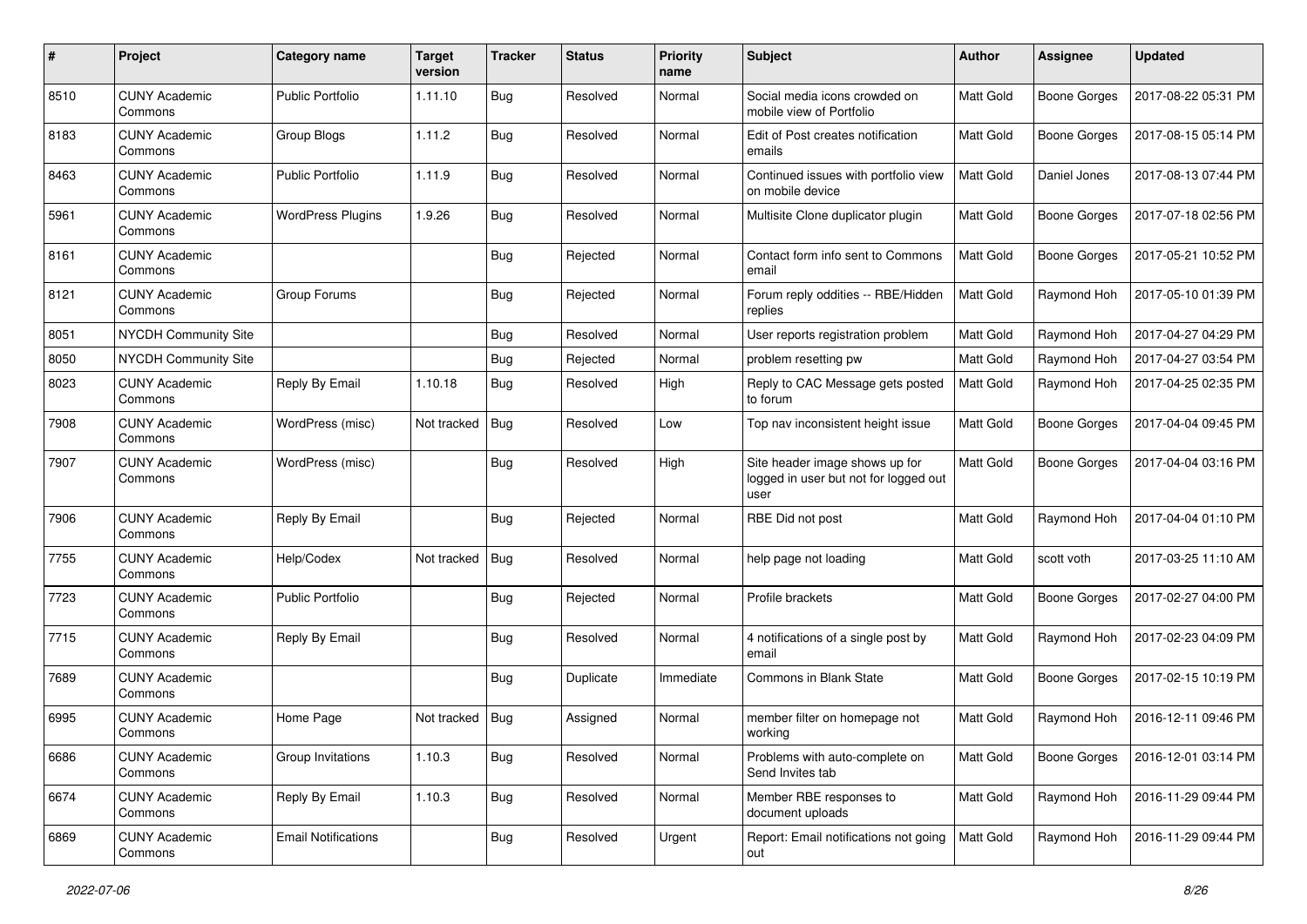| # | Project | Category name | Target version | Tracker | Status | Priority name | Subject | Author | Assignee | Updated |
|---|---|---|---|---|---|---|---|---|---|---|
| 8510 | CUNY Academic Commons | Public Portfolio | 1.11.10 | Bug | Resolved | Normal | Social media icons crowded on mobile view of Portfolio | Matt Gold | Boone Gorges | 2017-08-22 05:31 PM |
| 8183 | CUNY Academic Commons | Group Blogs | 1.11.2 | Bug | Resolved | Normal | Edit of Post creates notification emails | Matt Gold | Boone Gorges | 2017-08-15 05:14 PM |
| 8463 | CUNY Academic Commons | Public Portfolio | 1.11.9 | Bug | Resolved | Normal | Continued issues with portfolio view on mobile device | Matt Gold | Daniel Jones | 2017-08-13 07:44 PM |
| 5961 | CUNY Academic Commons | WordPress Plugins | 1.9.26 | Bug | Resolved | Normal | Multisite Clone duplicator plugin | Matt Gold | Boone Gorges | 2017-07-18 02:56 PM |
| 8161 | CUNY Academic Commons | | | Bug | Rejected | Normal | Contact form info sent to Commons email | Matt Gold | Boone Gorges | 2017-05-21 10:52 PM |
| 8121 | CUNY Academic Commons | Group Forums | | Bug | Rejected | Normal | Forum reply oddities -- RBE/Hidden replies | Matt Gold | Raymond Hoh | 2017-05-10 01:39 PM |
| 8051 | NYCDH Community Site | | | Bug | Resolved | Normal | User reports registration problem | Matt Gold | Raymond Hoh | 2017-04-27 04:29 PM |
| 8050 | NYCDH Community Site | | | Bug | Rejected | Normal | problem resetting pw | Matt Gold | Raymond Hoh | 2017-04-27 03:54 PM |
| 8023 | CUNY Academic Commons | Reply By Email | 1.10.18 | Bug | Resolved | High | Reply to CAC Message gets posted to forum | Matt Gold | Raymond Hoh | 2017-04-25 02:35 PM |
| 7908 | CUNY Academic Commons | WordPress (misc) | Not tracked | Bug | Resolved | Low | Top nav inconsistent height issue | Matt Gold | Boone Gorges | 2017-04-04 09:45 PM |
| 7907 | CUNY Academic Commons | WordPress (misc) | | Bug | Resolved | High | Site header image shows up for logged in user but not for logged out user | Matt Gold | Boone Gorges | 2017-04-04 03:16 PM |
| 7906 | CUNY Academic Commons | Reply By Email | | Bug | Rejected | Normal | RBE Did not post | Matt Gold | Raymond Hoh | 2017-04-04 01:10 PM |
| 7755 | CUNY Academic Commons | Help/Codex | Not tracked | Bug | Resolved | Normal | help page not loading | Matt Gold | scott voth | 2017-03-25 11:10 AM |
| 7723 | CUNY Academic Commons | Public Portfolio | | Bug | Rejected | Normal | Profile brackets | Matt Gold | Boone Gorges | 2017-02-27 04:00 PM |
| 7715 | CUNY Academic Commons | Reply By Email | | Bug | Resolved | Normal | 4 notifications of a single post by email | Matt Gold | Raymond Hoh | 2017-02-23 04:09 PM |
| 7689 | CUNY Academic Commons | | | Bug | Duplicate | Immediate | Commons in Blank State | Matt Gold | Boone Gorges | 2017-02-15 10:19 PM |
| 6995 | CUNY Academic Commons | Home Page | Not tracked | Bug | Assigned | Normal | member filter on homepage not working | Matt Gold | Raymond Hoh | 2016-12-11 09:46 PM |
| 6686 | CUNY Academic Commons | Group Invitations | 1.10.3 | Bug | Resolved | Normal | Problems with auto-complete on Send Invites tab | Matt Gold | Boone Gorges | 2016-12-01 03:14 PM |
| 6674 | CUNY Academic Commons | Reply By Email | 1.10.3 | Bug | Resolved | Normal | Member RBE responses to document uploads | Matt Gold | Raymond Hoh | 2016-11-29 09:44 PM |
| 6869 | CUNY Academic Commons | Email Notifications | | Bug | Resolved | Urgent | Report: Email notifications not going out | Matt Gold | Raymond Hoh | 2016-11-29 09:44 PM |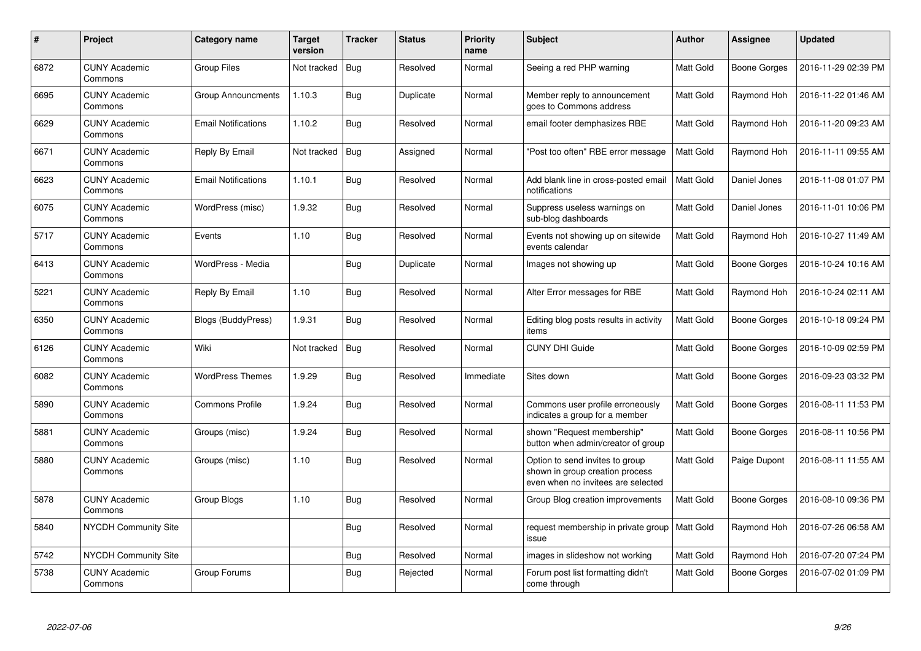| # | Project | Category name | Target version | Tracker | Status | Priority name | Subject | Author | Assignee | Updated |
|---|---|---|---|---|---|---|---|---|---|---|
| 6872 | CUNY Academic Commons | Group Files | Not tracked | Bug | Resolved | Normal | Seeing a red PHP warning | Matt Gold | Boone Gorges | 2016-11-29 02:39 PM |
| 6695 | CUNY Academic Commons | Group Announcments | 1.10.3 | Bug | Duplicate | Normal | Member reply to announcement goes to Commons address | Matt Gold | Raymond Hoh | 2016-11-22 01:46 AM |
| 6629 | CUNY Academic Commons | Email Notifications | 1.10.2 | Bug | Resolved | Normal | email footer demphasizes RBE | Matt Gold | Raymond Hoh | 2016-11-20 09:23 AM |
| 6671 | CUNY Academic Commons | Reply By Email | Not tracked | Bug | Assigned | Normal | "Post too often" RBE error message | Matt Gold | Raymond Hoh | 2016-11-11 09:55 AM |
| 6623 | CUNY Academic Commons | Email Notifications | 1.10.1 | Bug | Resolved | Normal | Add blank line in cross-posted email notifications | Matt Gold | Daniel Jones | 2016-11-08 01:07 PM |
| 6075 | CUNY Academic Commons | WordPress (misc) | 1.9.32 | Bug | Resolved | Normal | Suppress useless warnings on sub-blog dashboards | Matt Gold | Daniel Jones | 2016-11-01 10:06 PM |
| 5717 | CUNY Academic Commons | Events | 1.10 | Bug | Resolved | Normal | Events not showing up on sitewide events calendar | Matt Gold | Raymond Hoh | 2016-10-27 11:49 AM |
| 6413 | CUNY Academic Commons | WordPress - Media | | Bug | Duplicate | Normal | Images not showing up | Matt Gold | Boone Gorges | 2016-10-24 10:16 AM |
| 5221 | CUNY Academic Commons | Reply By Email | 1.10 | Bug | Resolved | Normal | Alter Error messages for RBE | Matt Gold | Raymond Hoh | 2016-10-24 02:11 AM |
| 6350 | CUNY Academic Commons | Blogs (BuddyPress) | 1.9.31 | Bug | Resolved | Normal | Editing blog posts results in activity items | Matt Gold | Boone Gorges | 2016-10-18 09:24 PM |
| 6126 | CUNY Academic Commons | Wiki | Not tracked | Bug | Resolved | Normal | CUNY DHI Guide | Matt Gold | Boone Gorges | 2016-10-09 02:59 PM |
| 6082 | CUNY Academic Commons | WordPress Themes | 1.9.29 | Bug | Resolved | Immediate | Sites down | Matt Gold | Boone Gorges | 2016-09-23 03:32 PM |
| 5890 | CUNY Academic Commons | Commons Profile | 1.9.24 | Bug | Resolved | Normal | Commons user profile erroneously indicates a group for a member | Matt Gold | Boone Gorges | 2016-08-11 11:53 PM |
| 5881 | CUNY Academic Commons | Groups (misc) | 1.9.24 | Bug | Resolved | Normal | shown "Request membership" button when admin/creator of group | Matt Gold | Boone Gorges | 2016-08-11 10:56 PM |
| 5880 | CUNY Academic Commons | Groups (misc) | 1.10 | Bug | Resolved | Normal | Option to send invites to group shown in group creation process even when no invitees are selected | Matt Gold | Paige Dupont | 2016-08-11 11:55 AM |
| 5878 | CUNY Academic Commons | Group Blogs | 1.10 | Bug | Resolved | Normal | Group Blog creation improvements | Matt Gold | Boone Gorges | 2016-08-10 09:36 PM |
| 5840 | NYCDH Community Site | | | Bug | Resolved | Normal | request membership in private group issue | Matt Gold | Raymond Hoh | 2016-07-26 06:58 AM |
| 5742 | NYCDH Community Site | | | Bug | Resolved | Normal | images in slideshow not working | Matt Gold | Raymond Hoh | 2016-07-20 07:24 PM |
| 5738 | CUNY Academic Commons | Group Forums | | Bug | Rejected | Normal | Forum post list formatting didn't come through | Matt Gold | Boone Gorges | 2016-07-02 01:09 PM |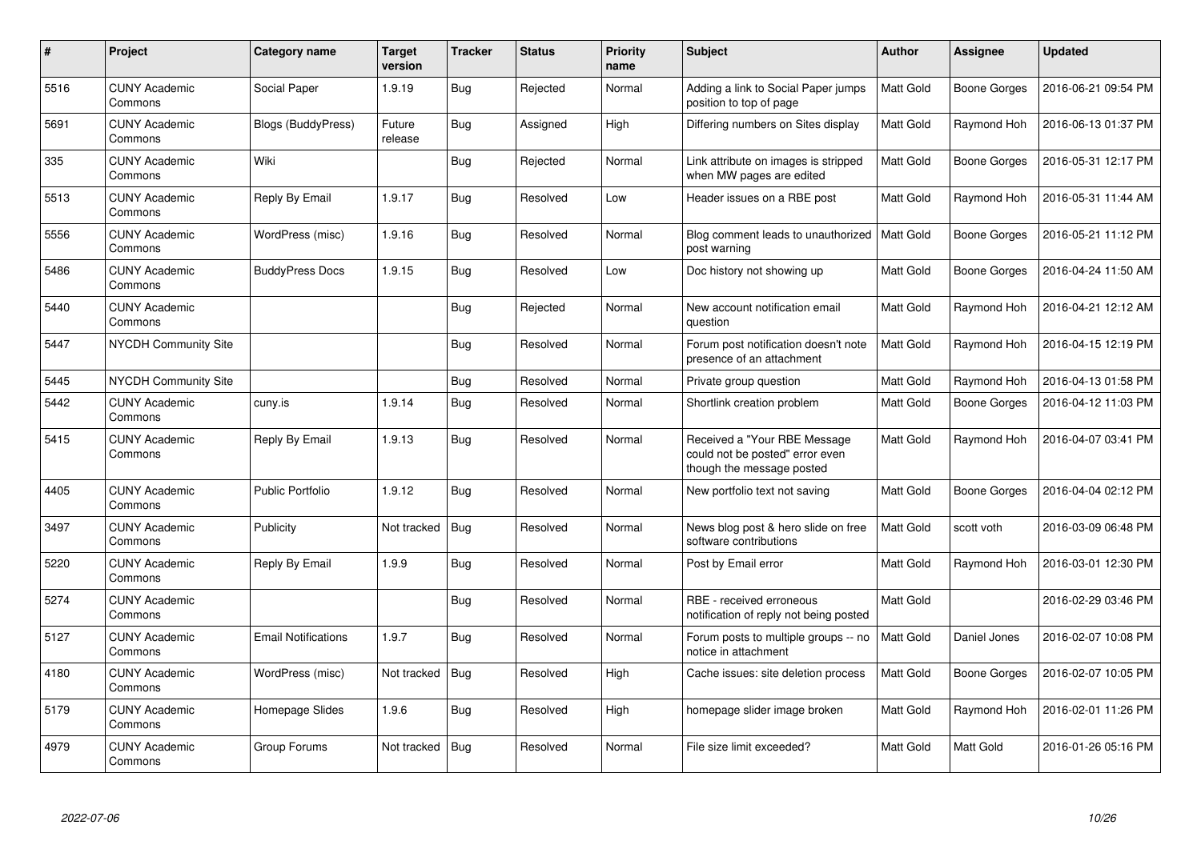| # | Project | Category name | Target version | Tracker | Status | Priority name | Subject | Author | Assignee | Updated |
|---|---|---|---|---|---|---|---|---|---|---|
| 5516 | CUNY Academic Commons | Social Paper | 1.9.19 | Bug | Rejected | Normal | Adding a link to Social Paper jumps position to top of page | Matt Gold | Boone Gorges | 2016-06-21 09:54 PM |
| 5691 | CUNY Academic Commons | Blogs (BuddyPress) | Future release | Bug | Assigned | High | Differing numbers on Sites display | Matt Gold | Raymond Hoh | 2016-06-13 01:37 PM |
| 335 | CUNY Academic Commons | Wiki | | Bug | Rejected | Normal | Link attribute on images is stripped when MW pages are edited | Matt Gold | Boone Gorges | 2016-05-31 12:17 PM |
| 5513 | CUNY Academic Commons | Reply By Email | 1.9.17 | Bug | Resolved | Low | Header issues on a RBE post | Matt Gold | Raymond Hoh | 2016-05-31 11:44 AM |
| 5556 | CUNY Academic Commons | WordPress (misc) | 1.9.16 | Bug | Resolved | Normal | Blog comment leads to unauthorized post warning | Matt Gold | Boone Gorges | 2016-05-21 11:12 PM |
| 5486 | CUNY Academic Commons | BuddyPress Docs | 1.9.15 | Bug | Resolved | Low | Doc history not showing up | Matt Gold | Boone Gorges | 2016-04-24 11:50 AM |
| 5440 | CUNY Academic Commons | | | Bug | Rejected | Normal | New account notification email question | Matt Gold | Raymond Hoh | 2016-04-21 12:12 AM |
| 5447 | NYCDH Community Site | | | Bug | Resolved | Normal | Forum post notification doesn't note presence of an attachment | Matt Gold | Raymond Hoh | 2016-04-15 12:19 PM |
| 5445 | NYCDH Community Site | | | Bug | Resolved | Normal | Private group question | Matt Gold | Raymond Hoh | 2016-04-13 01:58 PM |
| 5442 | CUNY Academic Commons | cuny.is | 1.9.14 | Bug | Resolved | Normal | Shortlink creation problem | Matt Gold | Boone Gorges | 2016-04-12 11:03 PM |
| 5415 | CUNY Academic Commons | Reply By Email | 1.9.13 | Bug | Resolved | Normal | Received a "Your RBE Message could not be posted" error even though the message posted | Matt Gold | Raymond Hoh | 2016-04-07 03:41 PM |
| 4405 | CUNY Academic Commons | Public Portfolio | 1.9.12 | Bug | Resolved | Normal | New portfolio text not saving | Matt Gold | Boone Gorges | 2016-04-04 02:12 PM |
| 3497 | CUNY Academic Commons | Publicity | Not tracked | Bug | Resolved | Normal | News blog post & hero slide on free software contributions | Matt Gold | scott voth | 2016-03-09 06:48 PM |
| 5220 | CUNY Academic Commons | Reply By Email | 1.9.9 | Bug | Resolved | Normal | Post by Email error | Matt Gold | Raymond Hoh | 2016-03-01 12:30 PM |
| 5274 | CUNY Academic Commons | | | Bug | Resolved | Normal | RBE - received erroneous notification of reply not being posted | Matt Gold | | 2016-02-29 03:46 PM |
| 5127 | CUNY Academic Commons | Email Notifications | 1.9.7 | Bug | Resolved | Normal | Forum posts to multiple groups -- no notice in attachment | Matt Gold | Daniel Jones | 2016-02-07 10:08 PM |
| 4180 | CUNY Academic Commons | WordPress (misc) | Not tracked | Bug | Resolved | High | Cache issues: site deletion process | Matt Gold | Boone Gorges | 2016-02-07 10:05 PM |
| 5179 | CUNY Academic Commons | Homepage Slides | 1.9.6 | Bug | Resolved | High | homepage slider image broken | Matt Gold | Raymond Hoh | 2016-02-01 11:26 PM |
| 4979 | CUNY Academic Commons | Group Forums | Not tracked | Bug | Resolved | Normal | File size limit exceeded? | Matt Gold | Matt Gold | 2016-01-26 05:16 PM |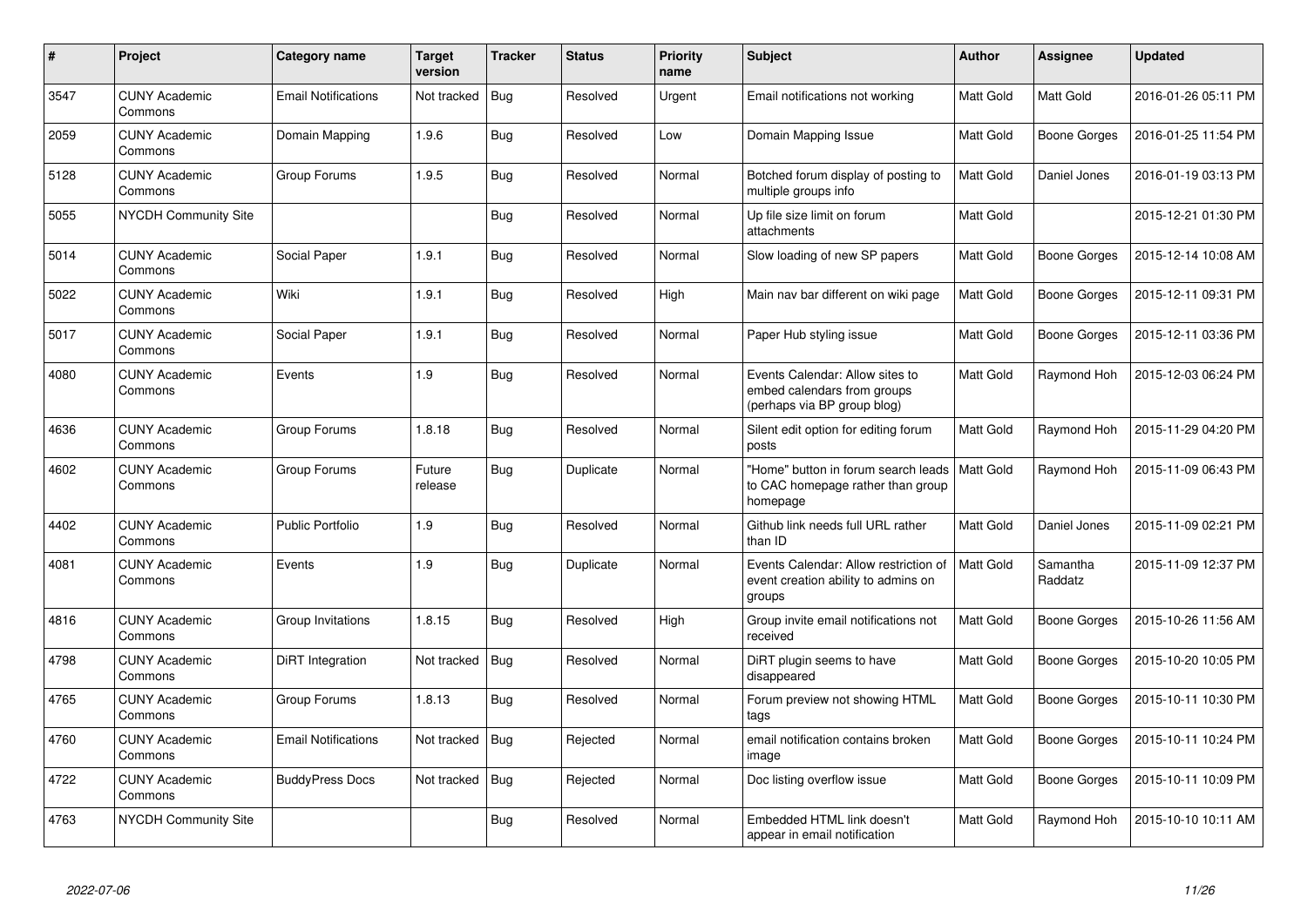| # | Project | Category name | Target version | Tracker | Status | Priority name | Subject | Author | Assignee | Updated |
|---|---|---|---|---|---|---|---|---|---|---|
| 3547 | CUNY Academic Commons | Email Notifications | Not tracked | Bug | Resolved | Urgent | Email notifications not working | Matt Gold | Matt Gold | 2016-01-26 05:11 PM |
| 2059 | CUNY Academic Commons | Domain Mapping | 1.9.6 | Bug | Resolved | Low | Domain Mapping Issue | Matt Gold | Boone Gorges | 2016-01-25 11:54 PM |
| 5128 | CUNY Academic Commons | Group Forums | 1.9.5 | Bug | Resolved | Normal | Botched forum display of posting to multiple groups info | Matt Gold | Daniel Jones | 2016-01-19 03:13 PM |
| 5055 | NYCDH Community Site | | | Bug | Resolved | Normal | Up file size limit on forum attachments | Matt Gold | | 2015-12-21 01:30 PM |
| 5014 | CUNY Academic Commons | Social Paper | 1.9.1 | Bug | Resolved | Normal | Slow loading of new SP papers | Matt Gold | Boone Gorges | 2015-12-14 10:08 AM |
| 5022 | CUNY Academic Commons | Wiki | 1.9.1 | Bug | Resolved | High | Main nav bar different on wiki page | Matt Gold | Boone Gorges | 2015-12-11 09:31 PM |
| 5017 | CUNY Academic Commons | Social Paper | 1.9.1 | Bug | Resolved | Normal | Paper Hub styling issue | Matt Gold | Boone Gorges | 2015-12-11 03:36 PM |
| 4080 | CUNY Academic Commons | Events | 1.9 | Bug | Resolved | Normal | Events Calendar: Allow sites to embed calendars from groups (perhaps via BP group blog) | Matt Gold | Raymond Hoh | 2015-12-03 06:24 PM |
| 4636 | CUNY Academic Commons | Group Forums | 1.8.18 | Bug | Resolved | Normal | Silent edit option for editing forum posts | Matt Gold | Raymond Hoh | 2015-11-29 04:20 PM |
| 4602 | CUNY Academic Commons | Group Forums | Future release | Bug | Duplicate | Normal | "Home" button in forum search leads to CAC homepage rather than group homepage | Matt Gold | Raymond Hoh | 2015-11-09 06:43 PM |
| 4402 | CUNY Academic Commons | Public Portfolio | 1.9 | Bug | Resolved | Normal | Github link needs full URL rather than ID | Matt Gold | Daniel Jones | 2015-11-09 02:21 PM |
| 4081 | CUNY Academic Commons | Events | 1.9 | Bug | Duplicate | Normal | Events Calendar: Allow restriction of event creation ability to admins on groups | Matt Gold | Samantha Raddatz | 2015-11-09 12:37 PM |
| 4816 | CUNY Academic Commons | Group Invitations | 1.8.15 | Bug | Resolved | High | Group invite email notifications not received | Matt Gold | Boone Gorges | 2015-10-26 11:56 AM |
| 4798 | CUNY Academic Commons | DiRT Integration | Not tracked | Bug | Resolved | Normal | DiRT plugin seems to have disappeared | Matt Gold | Boone Gorges | 2015-10-20 10:05 PM |
| 4765 | CUNY Academic Commons | Group Forums | 1.8.13 | Bug | Resolved | Normal | Forum preview not showing HTML tags | Matt Gold | Boone Gorges | 2015-10-11 10:30 PM |
| 4760 | CUNY Academic Commons | Email Notifications | Not tracked | Bug | Rejected | Normal | email notification contains broken image | Matt Gold | Boone Gorges | 2015-10-11 10:24 PM |
| 4722 | CUNY Academic Commons | BuddyPress Docs | Not tracked | Bug | Rejected | Normal | Doc listing overflow issue | Matt Gold | Boone Gorges | 2015-10-11 10:09 PM |
| 4763 | NYCDH Community Site | | | Bug | Resolved | Normal | Embedded HTML link doesn't appear in email notification | Matt Gold | Raymond Hoh | 2015-10-10 10:11 AM |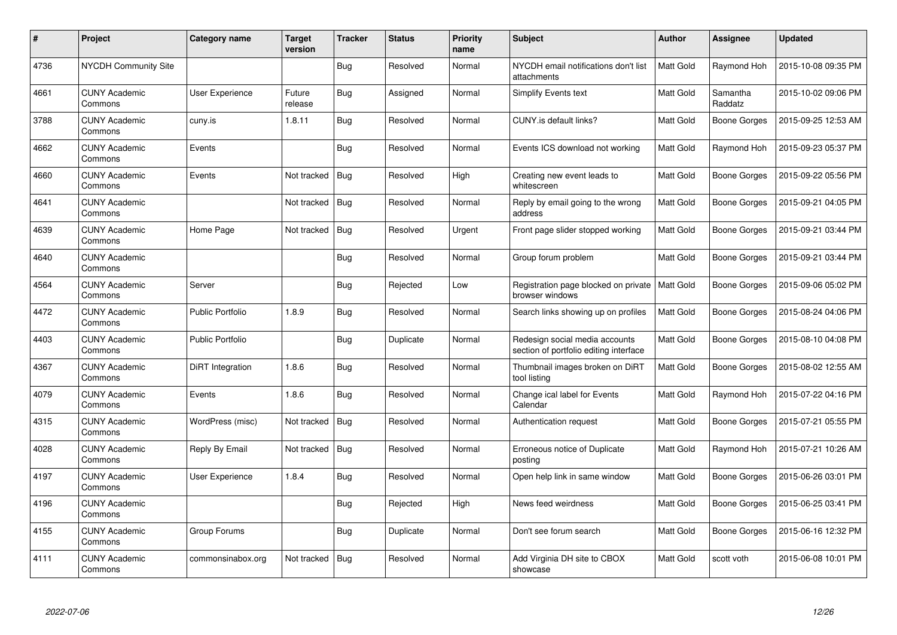| # | Project | Category name | Target version | Tracker | Status | Priority name | Subject | Author | Assignee | Updated |
|---|---|---|---|---|---|---|---|---|---|---|
| 4736 | NYCDH Community Site | | | Bug | Resolved | Normal | NYCDH email notifications don't list attachments | Matt Gold | Raymond Hoh | 2015-10-08 09:35 PM |
| 4661 | CUNY Academic Commons | User Experience | Future release | Bug | Assigned | Normal | Simplify Events text | Matt Gold | Samantha Raddatz | 2015-10-02 09:06 PM |
| 3788 | CUNY Academic Commons | cuny.is | 1.8.11 | Bug | Resolved | Normal | CUNY.is default links? | Matt Gold | Boone Gorges | 2015-09-25 12:53 AM |
| 4662 | CUNY Academic Commons | Events | | Bug | Resolved | Normal | Events ICS download not working | Matt Gold | Raymond Hoh | 2015-09-23 05:37 PM |
| 4660 | CUNY Academic Commons | Events | Not tracked | Bug | Resolved | High | Creating new event leads to whitescreen | Matt Gold | Boone Gorges | 2015-09-22 05:56 PM |
| 4641 | CUNY Academic Commons | | Not tracked | Bug | Resolved | Normal | Reply by email going to the wrong address | Matt Gold | Boone Gorges | 2015-09-21 04:05 PM |
| 4639 | CUNY Academic Commons | Home Page | Not tracked | Bug | Resolved | Urgent | Front page slider stopped working | Matt Gold | Boone Gorges | 2015-09-21 03:44 PM |
| 4640 | CUNY Academic Commons | | | Bug | Resolved | Normal | Group forum problem | Matt Gold | Boone Gorges | 2015-09-21 03:44 PM |
| 4564 | CUNY Academic Commons | Server | | Bug | Rejected | Low | Registration page blocked on private browser windows | Matt Gold | Boone Gorges | 2015-09-06 05:02 PM |
| 4472 | CUNY Academic Commons | Public Portfolio | 1.8.9 | Bug | Resolved | Normal | Search links showing up on profiles | Matt Gold | Boone Gorges | 2015-08-24 04:06 PM |
| 4403 | CUNY Academic Commons | Public Portfolio | | Bug | Duplicate | Normal | Redesign social media accounts section of portfolio editing interface | Matt Gold | Boone Gorges | 2015-08-10 04:08 PM |
| 4367 | CUNY Academic Commons | DiRT Integration | 1.8.6 | Bug | Resolved | Normal | Thumbnail images broken on DiRT tool listing | Matt Gold | Boone Gorges | 2015-08-02 12:55 AM |
| 4079 | CUNY Academic Commons | Events | 1.8.6 | Bug | Resolved | Normal | Change ical label for Events Calendar | Matt Gold | Raymond Hoh | 2015-07-22 04:16 PM |
| 4315 | CUNY Academic Commons | WordPress (misc) | Not tracked | Bug | Resolved | Normal | Authentication request | Matt Gold | Boone Gorges | 2015-07-21 05:55 PM |
| 4028 | CUNY Academic Commons | Reply By Email | Not tracked | Bug | Resolved | Normal | Erroneous notice of Duplicate posting | Matt Gold | Raymond Hoh | 2015-07-21 10:26 AM |
| 4197 | CUNY Academic Commons | User Experience | 1.8.4 | Bug | Resolved | Normal | Open help link in same window | Matt Gold | Boone Gorges | 2015-06-26 03:01 PM |
| 4196 | CUNY Academic Commons | | | Bug | Rejected | High | News feed weirdness | Matt Gold | Boone Gorges | 2015-06-25 03:41 PM |
| 4155 | CUNY Academic Commons | Group Forums | | Bug | Duplicate | Normal | Don't see forum search | Matt Gold | Boone Gorges | 2015-06-16 12:32 PM |
| 4111 | CUNY Academic Commons | commonsinabox.org | Not tracked | Bug | Resolved | Normal | Add Virginia DH site to CBOX showcase | Matt Gold | scott voth | 2015-06-08 10:01 PM |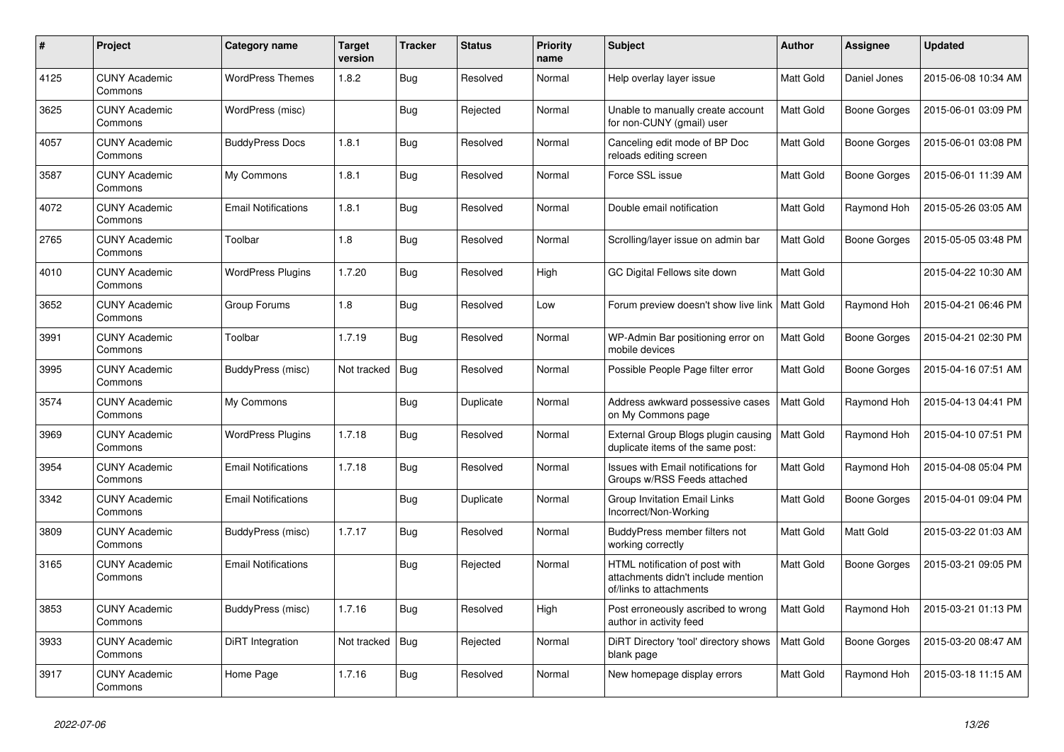| # | Project | Category name | Target version | Tracker | Status | Priority name | Subject | Author | Assignee | Updated |
|---|---|---|---|---|---|---|---|---|---|---|
| 4125 | CUNY Academic Commons | WordPress Themes | 1.8.2 | Bug | Resolved | Normal | Help overlay layer issue | Matt Gold | Daniel Jones | 2015-06-08 10:34 AM |
| 3625 | CUNY Academic Commons | WordPress (misc) | | Bug | Rejected | Normal | Unable to manually create account for non-CUNY (gmail) user | Matt Gold | Boone Gorges | 2015-06-01 03:09 PM |
| 4057 | CUNY Academic Commons | BuddyPress Docs | 1.8.1 | Bug | Resolved | Normal | Canceling edit mode of BP Doc reloads editing screen | Matt Gold | Boone Gorges | 2015-06-01 03:08 PM |
| 3587 | CUNY Academic Commons | My Commons | 1.8.1 | Bug | Resolved | Normal | Force SSL issue | Matt Gold | Boone Gorges | 2015-06-01 11:39 AM |
| 4072 | CUNY Academic Commons | Email Notifications | 1.8.1 | Bug | Resolved | Normal | Double email notification | Matt Gold | Raymond Hoh | 2015-05-26 03:05 AM |
| 2765 | CUNY Academic Commons | Toolbar | 1.8 | Bug | Resolved | Normal | Scrolling/layer issue on admin bar | Matt Gold | Boone Gorges | 2015-05-05 03:48 PM |
| 4010 | CUNY Academic Commons | WordPress Plugins | 1.7.20 | Bug | Resolved | High | GC Digital Fellows site down | Matt Gold | | 2015-04-22 10:30 AM |
| 3652 | CUNY Academic Commons | Group Forums | 1.8 | Bug | Resolved | Low | Forum preview doesn't show live link | Matt Gold | Raymond Hoh | 2015-04-21 06:46 PM |
| 3991 | CUNY Academic Commons | Toolbar | 1.7.19 | Bug | Resolved | Normal | WP-Admin Bar positioning error on mobile devices | Matt Gold | Boone Gorges | 2015-04-21 02:30 PM |
| 3995 | CUNY Academic Commons | BuddyPress (misc) | Not tracked | Bug | Resolved | Normal | Possible People Page filter error | Matt Gold | Boone Gorges | 2015-04-16 07:51 AM |
| 3574 | CUNY Academic Commons | My Commons | | Bug | Duplicate | Normal | Address awkward possessive cases on My Commons page | Matt Gold | Raymond Hoh | 2015-04-13 04:41 PM |
| 3969 | CUNY Academic Commons | WordPress Plugins | 1.7.18 | Bug | Resolved | Normal | External Group Blogs plugin causing duplicate items of the same post: | Matt Gold | Raymond Hoh | 2015-04-10 07:51 PM |
| 3954 | CUNY Academic Commons | Email Notifications | 1.7.18 | Bug | Resolved | Normal | Issues with Email notifications for Groups w/RSS Feeds attached | Matt Gold | Raymond Hoh | 2015-04-08 05:04 PM |
| 3342 | CUNY Academic Commons | Email Notifications | | Bug | Duplicate | Normal | Group Invitation Email Links Incorrect/Non-Working | Matt Gold | Boone Gorges | 2015-04-01 09:04 PM |
| 3809 | CUNY Academic Commons | BuddyPress (misc) | 1.7.17 | Bug | Resolved | Normal | BuddyPress member filters not working correctly | Matt Gold | Matt Gold | 2015-03-22 01:03 AM |
| 3165 | CUNY Academic Commons | Email Notifications | | Bug | Rejected | Normal | HTML notification of post with attachments didn't include mention of/links to attachments | Matt Gold | Boone Gorges | 2015-03-21 09:05 PM |
| 3853 | CUNY Academic Commons | BuddyPress (misc) | 1.7.16 | Bug | Resolved | High | Post erroneously ascribed to wrong author in activity feed | Matt Gold | Raymond Hoh | 2015-03-21 01:13 PM |
| 3933 | CUNY Academic Commons | DiRT Integration | Not tracked | Bug | Rejected | Normal | DiRT Directory 'tool' directory shows blank page | Matt Gold | Boone Gorges | 2015-03-20 08:47 AM |
| 3917 | CUNY Academic Commons | Home Page | 1.7.16 | Bug | Resolved | Normal | New homepage display errors | Matt Gold | Raymond Hoh | 2015-03-18 11:15 AM |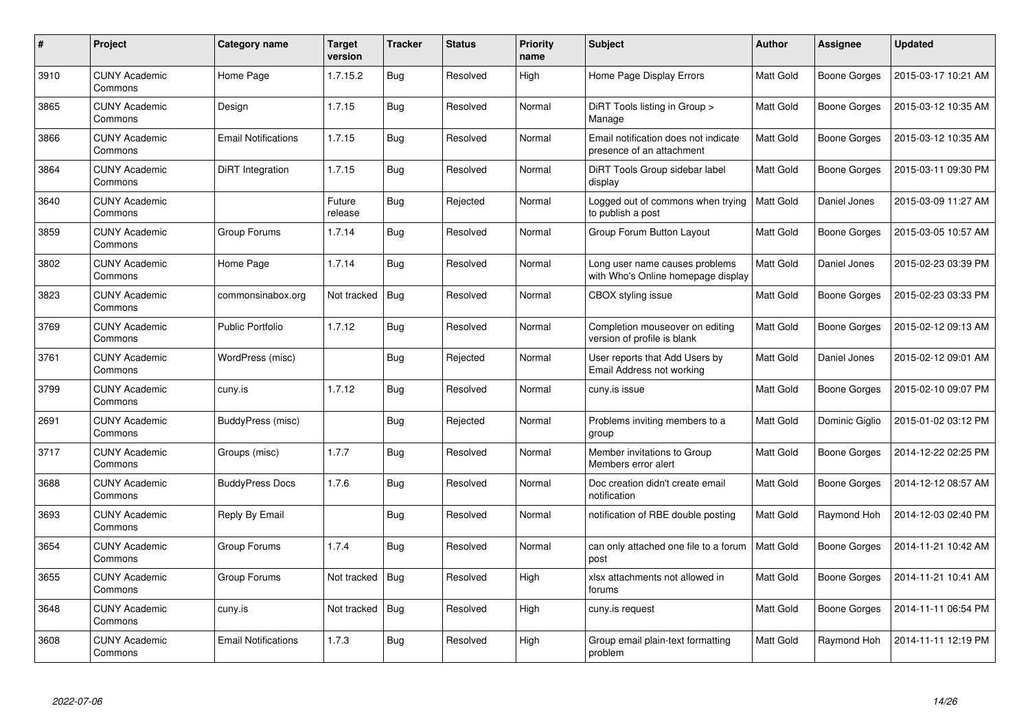| # | Project | Category name | Target version | Tracker | Status | Priority name | Subject | Author | Assignee | Updated |
|---|---|---|---|---|---|---|---|---|---|---|
| 3910 | CUNY Academic Commons | Home Page | 1.7.15.2 | Bug | Resolved | High | Home Page Display Errors | Matt Gold | Boone Gorges | 2015-03-17 10:21 AM |
| 3865 | CUNY Academic Commons | Design | 1.7.15 | Bug | Resolved | Normal | DiRT Tools listing in Group > Manage | Matt Gold | Boone Gorges | 2015-03-12 10:35 AM |
| 3866 | CUNY Academic Commons | Email Notifications | 1.7.15 | Bug | Resolved | Normal | Email notification does not indicate presence of an attachment | Matt Gold | Boone Gorges | 2015-03-12 10:35 AM |
| 3864 | CUNY Academic Commons | DiRT Integration | 1.7.15 | Bug | Resolved | Normal | DiRT Tools Group sidebar label display | Matt Gold | Boone Gorges | 2015-03-11 09:30 PM |
| 3640 | CUNY Academic Commons | | Future release | Bug | Rejected | Normal | Logged out of commons when trying to publish a post | Matt Gold | Daniel Jones | 2015-03-09 11:27 AM |
| 3859 | CUNY Academic Commons | Group Forums | 1.7.14 | Bug | Resolved | Normal | Group Forum Button Layout | Matt Gold | Boone Gorges | 2015-03-05 10:57 AM |
| 3802 | CUNY Academic Commons | Home Page | 1.7.14 | Bug | Resolved | Normal | Long user name causes problems with Who's Online homepage display | Matt Gold | Daniel Jones | 2015-02-23 03:39 PM |
| 3823 | CUNY Academic Commons | commonsinabox.org | Not tracked | Bug | Resolved | Normal | CBOX styling issue | Matt Gold | Boone Gorges | 2015-02-23 03:33 PM |
| 3769 | CUNY Academic Commons | Public Portfolio | 1.7.12 | Bug | Resolved | Normal | Completion mouseover on editing version of profile is blank | Matt Gold | Boone Gorges | 2015-02-12 09:13 AM |
| 3761 | CUNY Academic Commons | WordPress (misc) | | Bug | Rejected | Normal | User reports that Add Users by Email Address not working | Matt Gold | Daniel Jones | 2015-02-12 09:01 AM |
| 3799 | CUNY Academic Commons | cuny.is | 1.7.12 | Bug | Resolved | Normal | cuny.is issue | Matt Gold | Boone Gorges | 2015-02-10 09:07 PM |
| 2691 | CUNY Academic Commons | BuddyPress (misc) | | Bug | Rejected | Normal | Problems inviting members to a group | Matt Gold | Dominic Giglio | 2015-01-02 03:12 PM |
| 3717 | CUNY Academic Commons | Groups (misc) | 1.7.7 | Bug | Resolved | Normal | Member invitations to Group Members error alert | Matt Gold | Boone Gorges | 2014-12-22 02:25 PM |
| 3688 | CUNY Academic Commons | BuddyPress Docs | 1.7.6 | Bug | Resolved | Normal | Doc creation didn't create email notification | Matt Gold | Boone Gorges | 2014-12-12 08:57 AM |
| 3693 | CUNY Academic Commons | Reply By Email | | Bug | Resolved | Normal | notification of RBE double posting | Matt Gold | Raymond Hoh | 2014-12-03 02:40 PM |
| 3654 | CUNY Academic Commons | Group Forums | 1.7.4 | Bug | Resolved | Normal | can only attached one file to a forum post | Matt Gold | Boone Gorges | 2014-11-21 10:42 AM |
| 3655 | CUNY Academic Commons | Group Forums | Not tracked | Bug | Resolved | High | xlsx attachments not allowed in forums | Matt Gold | Boone Gorges | 2014-11-21 10:41 AM |
| 3648 | CUNY Academic Commons | cuny.is | Not tracked | Bug | Resolved | High | cuny.is request | Matt Gold | Boone Gorges | 2014-11-11 06:54 PM |
| 3608 | CUNY Academic Commons | Email Notifications | 1.7.3 | Bug | Resolved | High | Group email plain-text formatting problem | Matt Gold | Raymond Hoh | 2014-11-11 12:19 PM |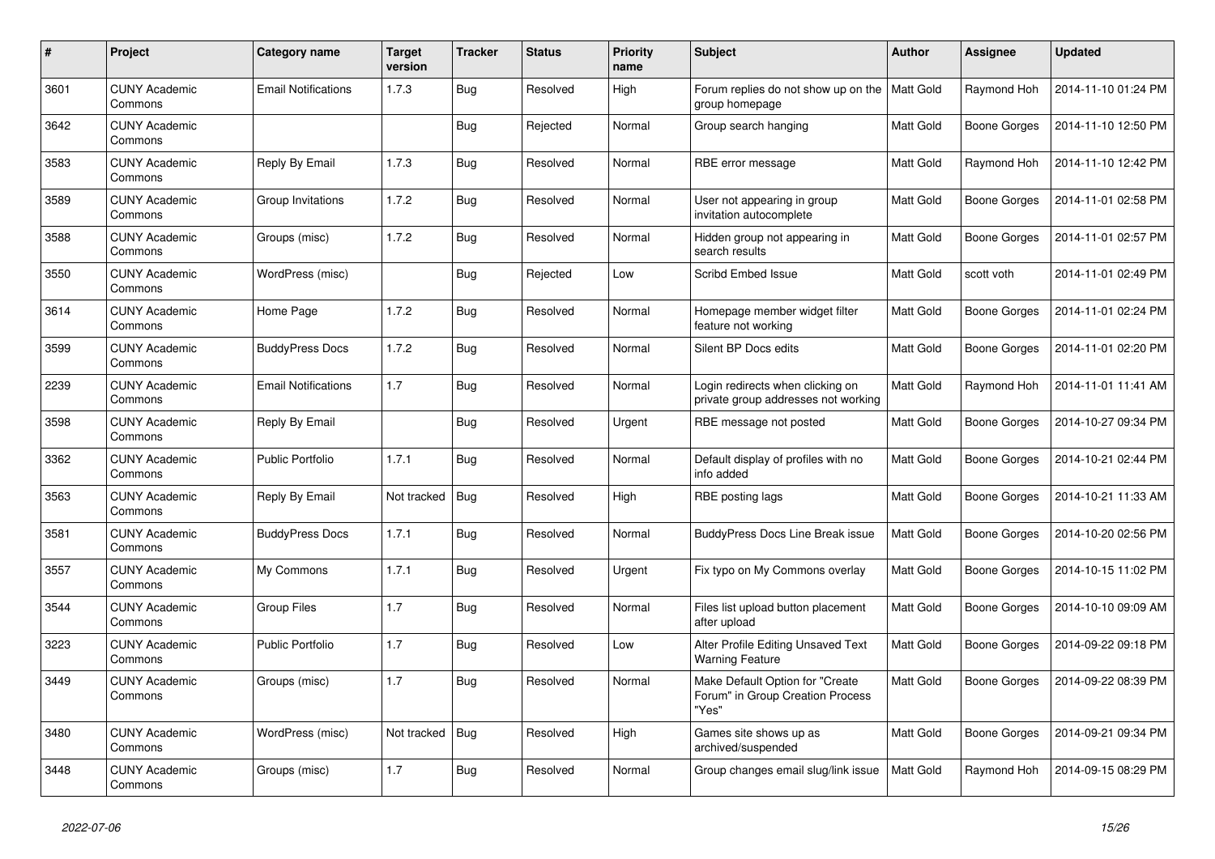| # | Project | Category name | Target version | Tracker | Status | Priority name | Subject | Author | Assignee | Updated |
|---|---|---|---|---|---|---|---|---|---|---|
| 3601 | CUNY Academic Commons | Email Notifications | 1.7.3 | Bug | Resolved | High | Forum replies do not show up on the group homepage | Matt Gold | Raymond Hoh | 2014-11-10 01:24 PM |
| 3642 | CUNY Academic Commons | | | Bug | Rejected | Normal | Group search hanging | Matt Gold | Boone Gorges | 2014-11-10 12:50 PM |
| 3583 | CUNY Academic Commons | Reply By Email | 1.7.3 | Bug | Resolved | Normal | RBE error message | Matt Gold | Raymond Hoh | 2014-11-10 12:42 PM |
| 3589 | CUNY Academic Commons | Group Invitations | 1.7.2 | Bug | Resolved | Normal | User not appearing in group invitation autocomplete | Matt Gold | Boone Gorges | 2014-11-01 02:58 PM |
| 3588 | CUNY Academic Commons | Groups (misc) | 1.7.2 | Bug | Resolved | Normal | Hidden group not appearing in search results | Matt Gold | Boone Gorges | 2014-11-01 02:57 PM |
| 3550 | CUNY Academic Commons | WordPress (misc) | | Bug | Rejected | Low | Scribd Embed Issue | Matt Gold | scott voth | 2014-11-01 02:49 PM |
| 3614 | CUNY Academic Commons | Home Page | 1.7.2 | Bug | Resolved | Normal | Homepage member widget filter feature not working | Matt Gold | Boone Gorges | 2014-11-01 02:24 PM |
| 3599 | CUNY Academic Commons | BuddyPress Docs | 1.7.2 | Bug | Resolved | Normal | Silent BP Docs edits | Matt Gold | Boone Gorges | 2014-11-01 02:20 PM |
| 2239 | CUNY Academic Commons | Email Notifications | 1.7 | Bug | Resolved | Normal | Login redirects when clicking on private group addresses not working | Matt Gold | Raymond Hoh | 2014-11-01 11:41 AM |
| 3598 | CUNY Academic Commons | Reply By Email | | Bug | Resolved | Urgent | RBE message not posted | Matt Gold | Boone Gorges | 2014-10-27 09:34 PM |
| 3362 | CUNY Academic Commons | Public Portfolio | 1.7.1 | Bug | Resolved | Normal | Default display of profiles with no info added | Matt Gold | Boone Gorges | 2014-10-21 02:44 PM |
| 3563 | CUNY Academic Commons | Reply By Email | Not tracked | Bug | Resolved | High | RBE posting lags | Matt Gold | Boone Gorges | 2014-10-21 11:33 AM |
| 3581 | CUNY Academic Commons | BuddyPress Docs | 1.7.1 | Bug | Resolved | Normal | BuddyPress Docs Line Break issue | Matt Gold | Boone Gorges | 2014-10-20 02:56 PM |
| 3557 | CUNY Academic Commons | My Commons | 1.7.1 | Bug | Resolved | Urgent | Fix typo on My Commons overlay | Matt Gold | Boone Gorges | 2014-10-15 11:02 PM |
| 3544 | CUNY Academic Commons | Group Files | 1.7 | Bug | Resolved | Normal | Files list upload button placement after upload | Matt Gold | Boone Gorges | 2014-10-10 09:09 AM |
| 3223 | CUNY Academic Commons | Public Portfolio | 1.7 | Bug | Resolved | Low | Alter Profile Editing Unsaved Text Warning Feature | Matt Gold | Boone Gorges | 2014-09-22 09:18 PM |
| 3449 | CUNY Academic Commons | Groups (misc) | 1.7 | Bug | Resolved | Normal | Make Default Option for "Create Forum" in Group Creation Process "Yes" | Matt Gold | Boone Gorges | 2014-09-22 08:39 PM |
| 3480 | CUNY Academic Commons | WordPress (misc) | Not tracked | Bug | Resolved | High | Games site shows up as archived/suspended | Matt Gold | Boone Gorges | 2014-09-21 09:34 PM |
| 3448 | CUNY Academic Commons | Groups (misc) | 1.7 | Bug | Resolved | Normal | Group changes email slug/link issue | Matt Gold | Raymond Hoh | 2014-09-15 08:29 PM |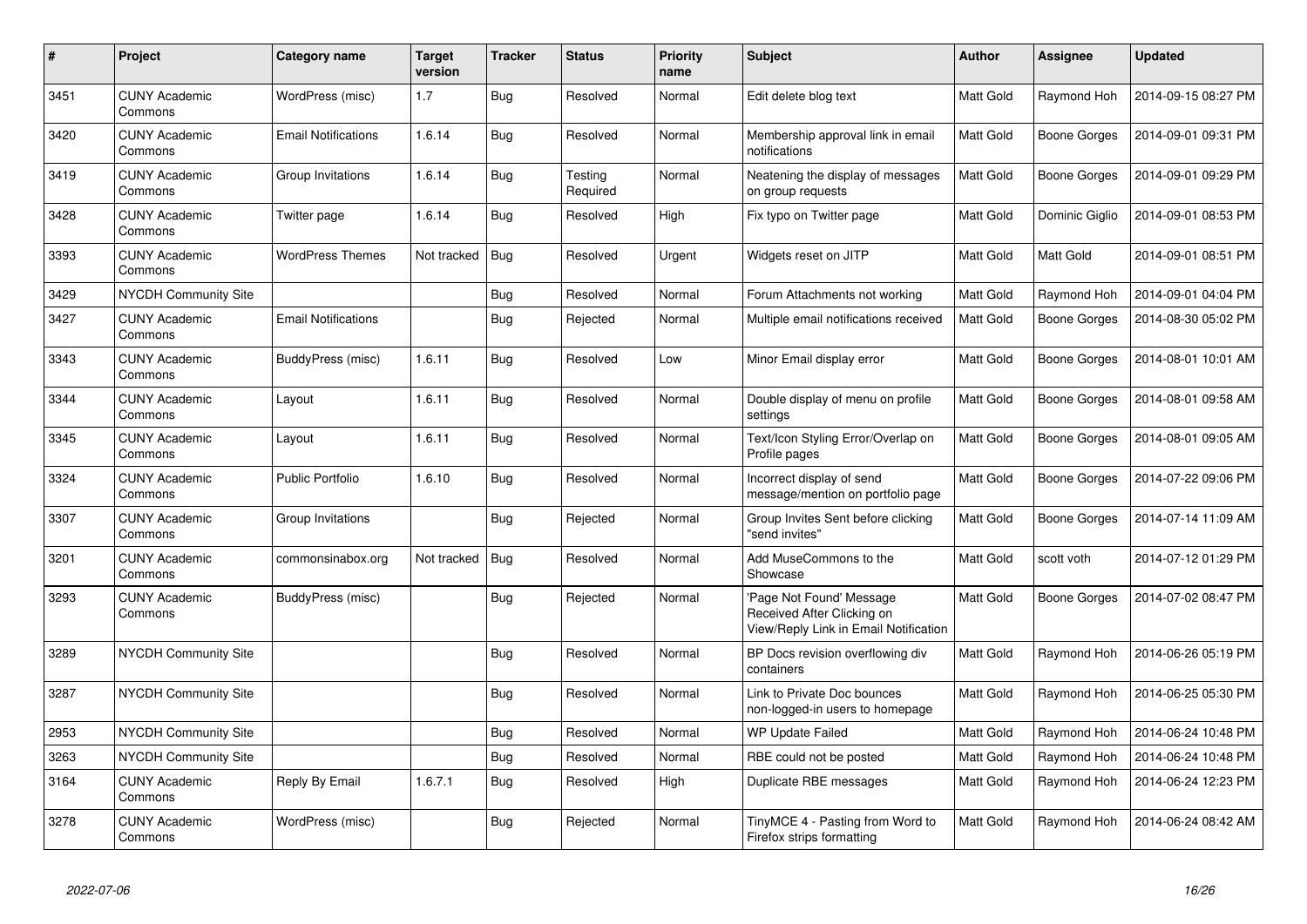| # | Project | Category name | Target version | Tracker | Status | Priority name | Subject | Author | Assignee | Updated |
|---|---|---|---|---|---|---|---|---|---|---|
| 3451 | CUNY Academic Commons | WordPress (misc) | 1.7 | Bug | Resolved | Normal | Edit delete blog text | Matt Gold | Raymond Hoh | 2014-09-15 08:27 PM |
| 3420 | CUNY Academic Commons | Email Notifications | 1.6.14 | Bug | Resolved | Normal | Membership approval link in email notifications | Matt Gold | Boone Gorges | 2014-09-01 09:31 PM |
| 3419 | CUNY Academic Commons | Group Invitations | 1.6.14 | Bug | Testing Required | Normal | Neatening the display of messages on group requests | Matt Gold | Boone Gorges | 2014-09-01 09:29 PM |
| 3428 | CUNY Academic Commons | Twitter page | 1.6.14 | Bug | Resolved | High | Fix typo on Twitter page | Matt Gold | Dominic Giglio | 2014-09-01 08:53 PM |
| 3393 | CUNY Academic Commons | WordPress Themes | Not tracked | Bug | Resolved | Urgent | Widgets reset on JITP | Matt Gold | Matt Gold | 2014-09-01 08:51 PM |
| 3429 | NYCDH Community Site | | | Bug | Resolved | Normal | Forum Attachments not working | Matt Gold | Raymond Hoh | 2014-09-01 04:04 PM |
| 3427 | CUNY Academic Commons | Email Notifications | | Bug | Rejected | Normal | Multiple email notifications received | Matt Gold | Boone Gorges | 2014-08-30 05:02 PM |
| 3343 | CUNY Academic Commons | BuddyPress (misc) | 1.6.11 | Bug | Resolved | Low | Minor Email display error | Matt Gold | Boone Gorges | 2014-08-01 10:01 AM |
| 3344 | CUNY Academic Commons | Layout | 1.6.11 | Bug | Resolved | Normal | Double display of menu on profile settings | Matt Gold | Boone Gorges | 2014-08-01 09:58 AM |
| 3345 | CUNY Academic Commons | Layout | 1.6.11 | Bug | Resolved | Normal | Text/Icon Styling Error/Overlap on Profile pages | Matt Gold | Boone Gorges | 2014-08-01 09:05 AM |
| 3324 | CUNY Academic Commons | Public Portfolio | 1.6.10 | Bug | Resolved | Normal | Incorrect display of send message/mention on portfolio page | Matt Gold | Boone Gorges | 2014-07-22 09:06 PM |
| 3307 | CUNY Academic Commons | Group Invitations | | Bug | Rejected | Normal | Group Invites Sent before clicking "send invites" | Matt Gold | Boone Gorges | 2014-07-14 11:09 AM |
| 3201 | CUNY Academic Commons | commonsinabox.org | Not tracked | Bug | Resolved | Normal | Add MuseCommons to the Showcase | Matt Gold | scott voth | 2014-07-12 01:29 PM |
| 3293 | CUNY Academic Commons | BuddyPress (misc) | | Bug | Rejected | Normal | 'Page Not Found' Message Received After Clicking on View/Reply Link in Email Notification | Matt Gold | Boone Gorges | 2014-07-02 08:47 PM |
| 3289 | NYCDH Community Site | | | Bug | Resolved | Normal | BP Docs revision overflowing div containers | Matt Gold | Raymond Hoh | 2014-06-26 05:19 PM |
| 3287 | NYCDH Community Site | | | Bug | Resolved | Normal | Link to Private Doc bounces non-logged-in users to homepage | Matt Gold | Raymond Hoh | 2014-06-25 05:30 PM |
| 2953 | NYCDH Community Site | | | Bug | Resolved | Normal | WP Update Failed | Matt Gold | Raymond Hoh | 2014-06-24 10:48 PM |
| 3263 | NYCDH Community Site | | | Bug | Resolved | Normal | RBE could not be posted | Matt Gold | Raymond Hoh | 2014-06-24 10:48 PM |
| 3164 | CUNY Academic Commons | Reply By Email | 1.6.7.1 | Bug | Resolved | High | Duplicate RBE messages | Matt Gold | Raymond Hoh | 2014-06-24 12:23 PM |
| 3278 | CUNY Academic Commons | WordPress (misc) | | Bug | Rejected | Normal | TinyMCE 4 - Pasting from Word to Firefox strips formatting | Matt Gold | Raymond Hoh | 2014-06-24 08:42 AM |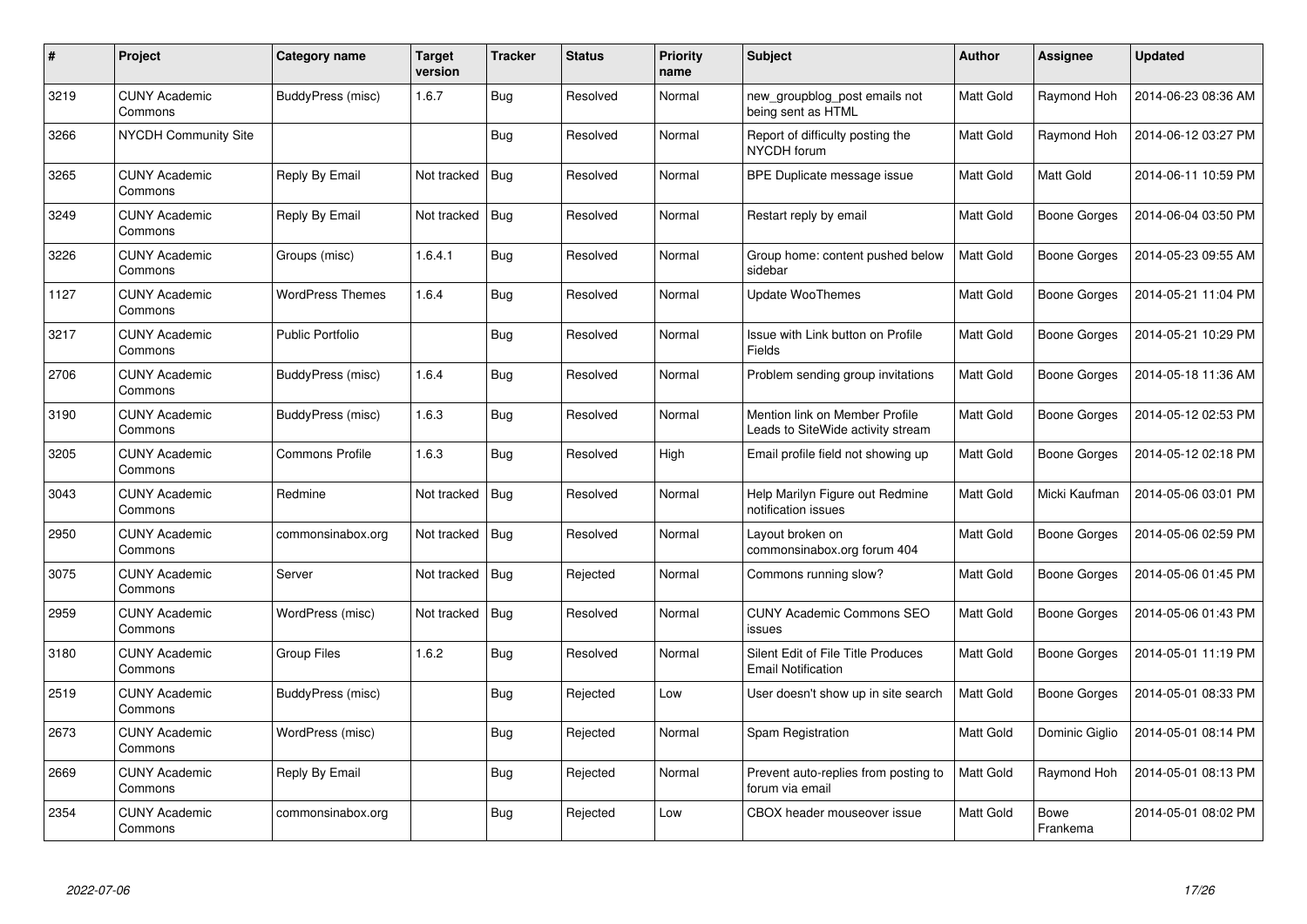| # | Project | Category name | Target version | Tracker | Status | Priority name | Subject | Author | Assignee | Updated |
|---|---|---|---|---|---|---|---|---|---|---|
| 3219 | CUNY Academic Commons | BuddyPress (misc) | 1.6.7 | Bug | Resolved | Normal | new_groupblog_post emails not being sent as HTML | Matt Gold | Raymond Hoh | 2014-06-23 08:36 AM |
| 3266 | NYCDH Community Site | | | Bug | Resolved | Normal | Report of difficulty posting the NYCDH forum | Matt Gold | Raymond Hoh | 2014-06-12 03:27 PM |
| 3265 | CUNY Academic Commons | Reply By Email | Not tracked | Bug | Resolved | Normal | BPE Duplicate message issue | Matt Gold | Matt Gold | 2014-06-11 10:59 PM |
| 3249 | CUNY Academic Commons | Reply By Email | Not tracked | Bug | Resolved | Normal | Restart reply by email | Matt Gold | Boone Gorges | 2014-06-04 03:50 PM |
| 3226 | CUNY Academic Commons | Groups (misc) | 1.6.4.1 | Bug | Resolved | Normal | Group home: content pushed below sidebar | Matt Gold | Boone Gorges | 2014-05-23 09:55 AM |
| 1127 | CUNY Academic Commons | WordPress Themes | 1.6.4 | Bug | Resolved | Normal | Update WooThemes | Matt Gold | Boone Gorges | 2014-05-21 11:04 PM |
| 3217 | CUNY Academic Commons | Public Portfolio | | Bug | Resolved | Normal | Issue with Link button on Profile Fields | Matt Gold | Boone Gorges | 2014-05-21 10:29 PM |
| 2706 | CUNY Academic Commons | BuddyPress (misc) | 1.6.4 | Bug | Resolved | Normal | Problem sending group invitations | Matt Gold | Boone Gorges | 2014-05-18 11:36 AM |
| 3190 | CUNY Academic Commons | BuddyPress (misc) | 1.6.3 | Bug | Resolved | Normal | Mention link on Member Profile Leads to SiteWide activity stream | Matt Gold | Boone Gorges | 2014-05-12 02:53 PM |
| 3205 | CUNY Academic Commons | Commons Profile | 1.6.3 | Bug | Resolved | High | Email profile field not showing up | Matt Gold | Boone Gorges | 2014-05-12 02:18 PM |
| 3043 | CUNY Academic Commons | Redmine | Not tracked | Bug | Resolved | Normal | Help Marilyn Figure out Redmine notification issues | Matt Gold | Micki Kaufman | 2014-05-06 03:01 PM |
| 2950 | CUNY Academic Commons | commonsinabox.org | Not tracked | Bug | Resolved | Normal | Layout broken on commonsinabox.org forum 404 | Matt Gold | Boone Gorges | 2014-05-06 02:59 PM |
| 3075 | CUNY Academic Commons | Server | Not tracked | Bug | Rejected | Normal | Commons running slow? | Matt Gold | Boone Gorges | 2014-05-06 01:45 PM |
| 2959 | CUNY Academic Commons | WordPress (misc) | Not tracked | Bug | Resolved | Normal | CUNY Academic Commons SEO issues | Matt Gold | Boone Gorges | 2014-05-06 01:43 PM |
| 3180 | CUNY Academic Commons | Group Files | 1.6.2 | Bug | Resolved | Normal | Silent Edit of File Title Produces Email Notification | Matt Gold | Boone Gorges | 2014-05-01 11:19 PM |
| 2519 | CUNY Academic Commons | BuddyPress (misc) | | Bug | Rejected | Low | User doesn't show up in site search | Matt Gold | Boone Gorges | 2014-05-01 08:33 PM |
| 2673 | CUNY Academic Commons | WordPress (misc) | | Bug | Rejected | Normal | Spam Registration | Matt Gold | Dominic Giglio | 2014-05-01 08:14 PM |
| 2669 | CUNY Academic Commons | Reply By Email | | Bug | Rejected | Normal | Prevent auto-replies from posting to forum via email | Matt Gold | Raymond Hoh | 2014-05-01 08:13 PM |
| 2354 | CUNY Academic Commons | commonsinabox.org | | Bug | Rejected | Low | CBOX header mouseover issue | Matt Gold | Bowe Frankema | 2014-05-01 08:02 PM |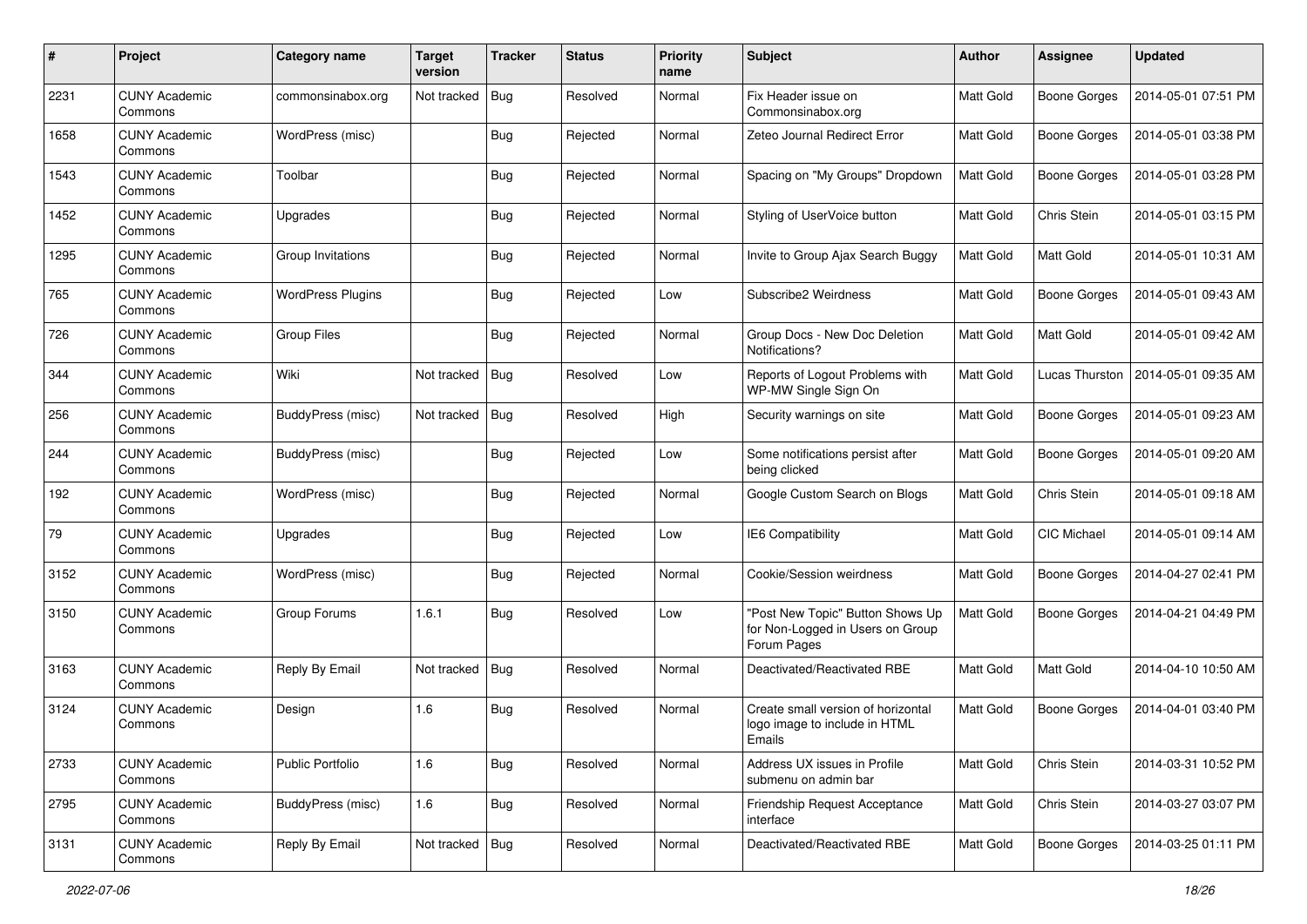| # | Project | Category name | Target version | Tracker | Status | Priority name | Subject | Author | Assignee | Updated |
|---|---|---|---|---|---|---|---|---|---|---|
| 2231 | CUNY Academic Commons | commonsinabox.org | Not tracked | Bug | Resolved | Normal | Fix Header issue on Commonsinabox.org | Matt Gold | Boone Gorges | 2014-05-01 07:51 PM |
| 1658 | CUNY Academic Commons | WordPress (misc) | | Bug | Rejected | Normal | Zeteo Journal Redirect Error | Matt Gold | Boone Gorges | 2014-05-01 03:38 PM |
| 1543 | CUNY Academic Commons | Toolbar | | Bug | Rejected | Normal | Spacing on "My Groups" Dropdown | Matt Gold | Boone Gorges | 2014-05-01 03:28 PM |
| 1452 | CUNY Academic Commons | Upgrades | | Bug | Rejected | Normal | Styling of UserVoice button | Matt Gold | Chris Stein | 2014-05-01 03:15 PM |
| 1295 | CUNY Academic Commons | Group Invitations | | Bug | Rejected | Normal | Invite to Group Ajax Search Buggy | Matt Gold | Matt Gold | 2014-05-01 10:31 AM |
| 765 | CUNY Academic Commons | WordPress Plugins | | Bug | Rejected | Low | Subscribe2 Weirdness | Matt Gold | Boone Gorges | 2014-05-01 09:43 AM |
| 726 | CUNY Academic Commons | Group Files | | Bug | Rejected | Normal | Group Docs - New Doc Deletion Notifications? | Matt Gold | Matt Gold | 2014-05-01 09:42 AM |
| 344 | CUNY Academic Commons | Wiki | Not tracked | Bug | Resolved | Low | Reports of Logout Problems with WP-MW Single Sign On | Matt Gold | Lucas Thurston | 2014-05-01 09:35 AM |
| 256 | CUNY Academic Commons | BuddyPress (misc) | Not tracked | Bug | Resolved | High | Security warnings on site | Matt Gold | Boone Gorges | 2014-05-01 09:23 AM |
| 244 | CUNY Academic Commons | BuddyPress (misc) | | Bug | Rejected | Low | Some notifications persist after being clicked | Matt Gold | Boone Gorges | 2014-05-01 09:20 AM |
| 192 | CUNY Academic Commons | WordPress (misc) | | Bug | Rejected | Normal | Google Custom Search on Blogs | Matt Gold | Chris Stein | 2014-05-01 09:18 AM |
| 79 | CUNY Academic Commons | Upgrades | | Bug | Rejected | Low | IE6 Compatibility | Matt Gold | CIC Michael | 2014-05-01 09:14 AM |
| 3152 | CUNY Academic Commons | WordPress (misc) | | Bug | Rejected | Normal | Cookie/Session weirdness | Matt Gold | Boone Gorges | 2014-04-27 02:41 PM |
| 3150 | CUNY Academic Commons | Group Forums | 1.6.1 | Bug | Resolved | Low | "Post New Topic" Button Shows Up for Non-Logged in Users on Group Forum Pages | Matt Gold | Boone Gorges | 2014-04-21 04:49 PM |
| 3163 | CUNY Academic Commons | Reply By Email | Not tracked | Bug | Resolved | Normal | Deactivated/Reactivated RBE | Matt Gold | Matt Gold | 2014-04-10 10:50 AM |
| 3124 | CUNY Academic Commons | Design | 1.6 | Bug | Resolved | Normal | Create small version of horizontal logo image to include in HTML Emails | Matt Gold | Boone Gorges | 2014-04-01 03:40 PM |
| 2733 | CUNY Academic Commons | Public Portfolio | 1.6 | Bug | Resolved | Normal | Address UX issues in Profile submenu on admin bar | Matt Gold | Chris Stein | 2014-03-31 10:52 PM |
| 2795 | CUNY Academic Commons | BuddyPress (misc) | 1.6 | Bug | Resolved | Normal | Friendship Request Acceptance interface | Matt Gold | Chris Stein | 2014-03-27 03:07 PM |
| 3131 | CUNY Academic Commons | Reply By Email | Not tracked | Bug | Resolved | Normal | Deactivated/Reactivated RBE | Matt Gold | Boone Gorges | 2014-03-25 01:11 PM |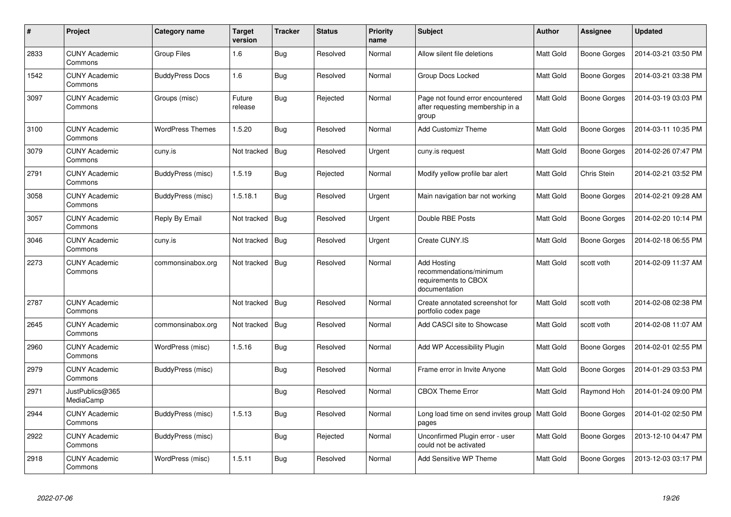| # | Project | Category name | Target version | Tracker | Status | Priority name | Subject | Author | Assignee | Updated |
|---|---|---|---|---|---|---|---|---|---|---|
| 2833 | CUNY Academic Commons | Group Files | 1.6 | Bug | Resolved | Normal | Allow silent file deletions | Matt Gold | Boone Gorges | 2014-03-21 03:50 PM |
| 1542 | CUNY Academic Commons | BuddyPress Docs | 1.6 | Bug | Resolved | Normal | Group Docs Locked | Matt Gold | Boone Gorges | 2014-03-21 03:38 PM |
| 3097 | CUNY Academic Commons | Groups (misc) | Future release | Bug | Rejected | Normal | Page not found error encountered after requesting membership in a group | Matt Gold | Boone Gorges | 2014-03-19 03:03 PM |
| 3100 | CUNY Academic Commons | WordPress Themes | 1.5.20 | Bug | Resolved | Normal | Add Customizr Theme | Matt Gold | Boone Gorges | 2014-03-11 10:35 PM |
| 3079 | CUNY Academic Commons | cuny.is | Not tracked | Bug | Resolved | Urgent | cuny.is request | Matt Gold | Boone Gorges | 2014-02-26 07:47 PM |
| 2791 | CUNY Academic Commons | BuddyPress (misc) | 1.5.19 | Bug | Rejected | Normal | Modify yellow profile bar alert | Matt Gold | Chris Stein | 2014-02-21 03:52 PM |
| 3058 | CUNY Academic Commons | BuddyPress (misc) | 1.5.18.1 | Bug | Resolved | Urgent | Main navigation bar not working | Matt Gold | Boone Gorges | 2014-02-21 09:28 AM |
| 3057 | CUNY Academic Commons | Reply By Email | Not tracked | Bug | Resolved | Urgent | Double RBE Posts | Matt Gold | Boone Gorges | 2014-02-20 10:14 PM |
| 3046 | CUNY Academic Commons | cuny.is | Not tracked | Bug | Resolved | Urgent | Create CUNY.IS | Matt Gold | Boone Gorges | 2014-02-18 06:55 PM |
| 2273 | CUNY Academic Commons | commonsinabox.org | Not tracked | Bug | Resolved | Normal | Add Hosting recommendations/minimum requirements to CBOX documentation | Matt Gold | scott voth | 2014-02-09 11:37 AM |
| 2787 | CUNY Academic Commons | | Not tracked | Bug | Resolved | Normal | Create annotated screenshot for portfolio codex page | Matt Gold | scott voth | 2014-02-08 02:38 PM |
| 2645 | CUNY Academic Commons | commonsinabox.org | Not tracked | Bug | Resolved | Normal | Add CASCI site to Showcase | Matt Gold | scott voth | 2014-02-08 11:07 AM |
| 2960 | CUNY Academic Commons | WordPress (misc) | 1.5.16 | Bug | Resolved | Normal | Add WP Accessibility Plugin | Matt Gold | Boone Gorges | 2014-02-01 02:55 PM |
| 2979 | CUNY Academic Commons | BuddyPress (misc) | | Bug | Resolved | Normal | Frame error in Invite Anyone | Matt Gold | Boone Gorges | 2014-01-29 03:53 PM |
| 2971 | JustPublics@365 MediaCamp | | | Bug | Resolved | Normal | CBOX Theme Error | Matt Gold | Raymond Hoh | 2014-01-24 09:00 PM |
| 2944 | CUNY Academic Commons | BuddyPress (misc) | 1.5.13 | Bug | Resolved | Normal | Long load time on send invites group pages | Matt Gold | Boone Gorges | 2014-01-02 02:50 PM |
| 2922 | CUNY Academic Commons | BuddyPress (misc) | | Bug | Rejected | Normal | Unconfirmed Plugin error - user could not be activated | Matt Gold | Boone Gorges | 2013-12-10 04:47 PM |
| 2918 | CUNY Academic Commons | WordPress (misc) | 1.5.11 | Bug | Resolved | Normal | Add Sensitive WP Theme | Matt Gold | Boone Gorges | 2013-12-03 03:17 PM |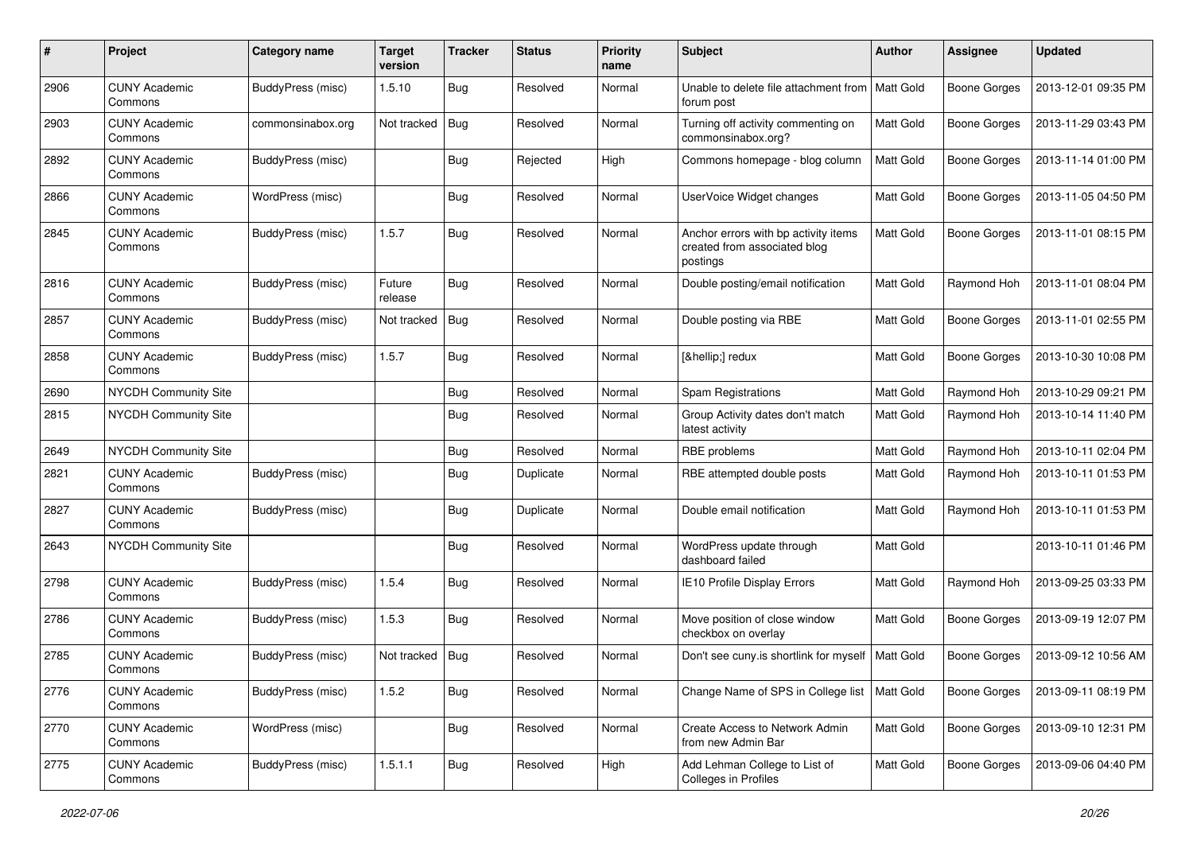| # | Project | Category name | Target version | Tracker | Status | Priority name | Subject | Author | Assignee | Updated |
|---|---|---|---|---|---|---|---|---|---|---|
| 2906 | CUNY Academic Commons | BuddyPress (misc) | 1.5.10 | Bug | Resolved | Normal | Unable to delete file attachment from forum post | Matt Gold | Boone Gorges | 2013-12-01 09:35 PM |
| 2903 | CUNY Academic Commons | commonsinabox.org | Not tracked | Bug | Resolved | Normal | Turning off activity commenting on commonsinabox.org? | Matt Gold | Boone Gorges | 2013-11-29 03:43 PM |
| 2892 | CUNY Academic Commons | BuddyPress (misc) | | Bug | Rejected | High | Commons homepage - blog column | Matt Gold | Boone Gorges | 2013-11-14 01:00 PM |
| 2866 | CUNY Academic Commons | WordPress (misc) | | Bug | Resolved | Normal | UserVoice Widget changes | Matt Gold | Boone Gorges | 2013-11-05 04:50 PM |
| 2845 | CUNY Academic Commons | BuddyPress (misc) | 1.5.7 | Bug | Resolved | Normal | Anchor errors with bp activity items created from associated blog postings | Matt Gold | Boone Gorges | 2013-11-01 08:15 PM |
| 2816 | CUNY Academic Commons | BuddyPress (misc) | Future release | Bug | Resolved | Normal | Double posting/email notification | Matt Gold | Raymond Hoh | 2013-11-01 08:04 PM |
| 2857 | CUNY Academic Commons | BuddyPress (misc) | Not tracked | Bug | Resolved | Normal | Double posting via RBE | Matt Gold | Boone Gorges | 2013-11-01 02:55 PM |
| 2858 | CUNY Academic Commons | BuddyPress (misc) | 1.5.7 | Bug | Resolved | Normal | [&hellip;] redux | Matt Gold | Boone Gorges | 2013-10-30 10:08 PM |
| 2690 | NYCDH Community Site | | | Bug | Resolved | Normal | Spam Registrations | Matt Gold | Raymond Hoh | 2013-10-29 09:21 PM |
| 2815 | NYCDH Community Site | | | Bug | Resolved | Normal | Group Activity dates don't match latest activity | Matt Gold | Raymond Hoh | 2013-10-14 11:40 PM |
| 2649 | NYCDH Community Site | | | Bug | Resolved | Normal | RBE problems | Matt Gold | Raymond Hoh | 2013-10-11 02:04 PM |
| 2821 | CUNY Academic Commons | BuddyPress (misc) | | Bug | Duplicate | Normal | RBE attempted double posts | Matt Gold | Raymond Hoh | 2013-10-11 01:53 PM |
| 2827 | CUNY Academic Commons | BuddyPress (misc) | | Bug | Duplicate | Normal | Double email notification | Matt Gold | Raymond Hoh | 2013-10-11 01:53 PM |
| 2643 | NYCDH Community Site | | | Bug | Resolved | Normal | WordPress update through dashboard failed | Matt Gold | | 2013-10-11 01:46 PM |
| 2798 | CUNY Academic Commons | BuddyPress (misc) | 1.5.4 | Bug | Resolved | Normal | IE10 Profile Display Errors | Matt Gold | Raymond Hoh | 2013-09-25 03:33 PM |
| 2786 | CUNY Academic Commons | BuddyPress (misc) | 1.5.3 | Bug | Resolved | Normal | Move position of close window checkbox on overlay | Matt Gold | Boone Gorges | 2013-09-19 12:07 PM |
| 2785 | CUNY Academic Commons | BuddyPress (misc) | Not tracked | Bug | Resolved | Normal | Don't see cuny.is shortlink for myself | Matt Gold | Boone Gorges | 2013-09-12 10:56 AM |
| 2776 | CUNY Academic Commons | BuddyPress (misc) | 1.5.2 | Bug | Resolved | Normal | Change Name of SPS in College list | Matt Gold | Boone Gorges | 2013-09-11 08:19 PM |
| 2770 | CUNY Academic Commons | WordPress (misc) | | Bug | Resolved | Normal | Create Access to Network Admin from new Admin Bar | Matt Gold | Boone Gorges | 2013-09-10 12:31 PM |
| 2775 | CUNY Academic Commons | BuddyPress (misc) | 1.5.1.1 | Bug | Resolved | High | Add Lehman College to List of Colleges in Profiles | Matt Gold | Boone Gorges | 2013-09-06 04:40 PM |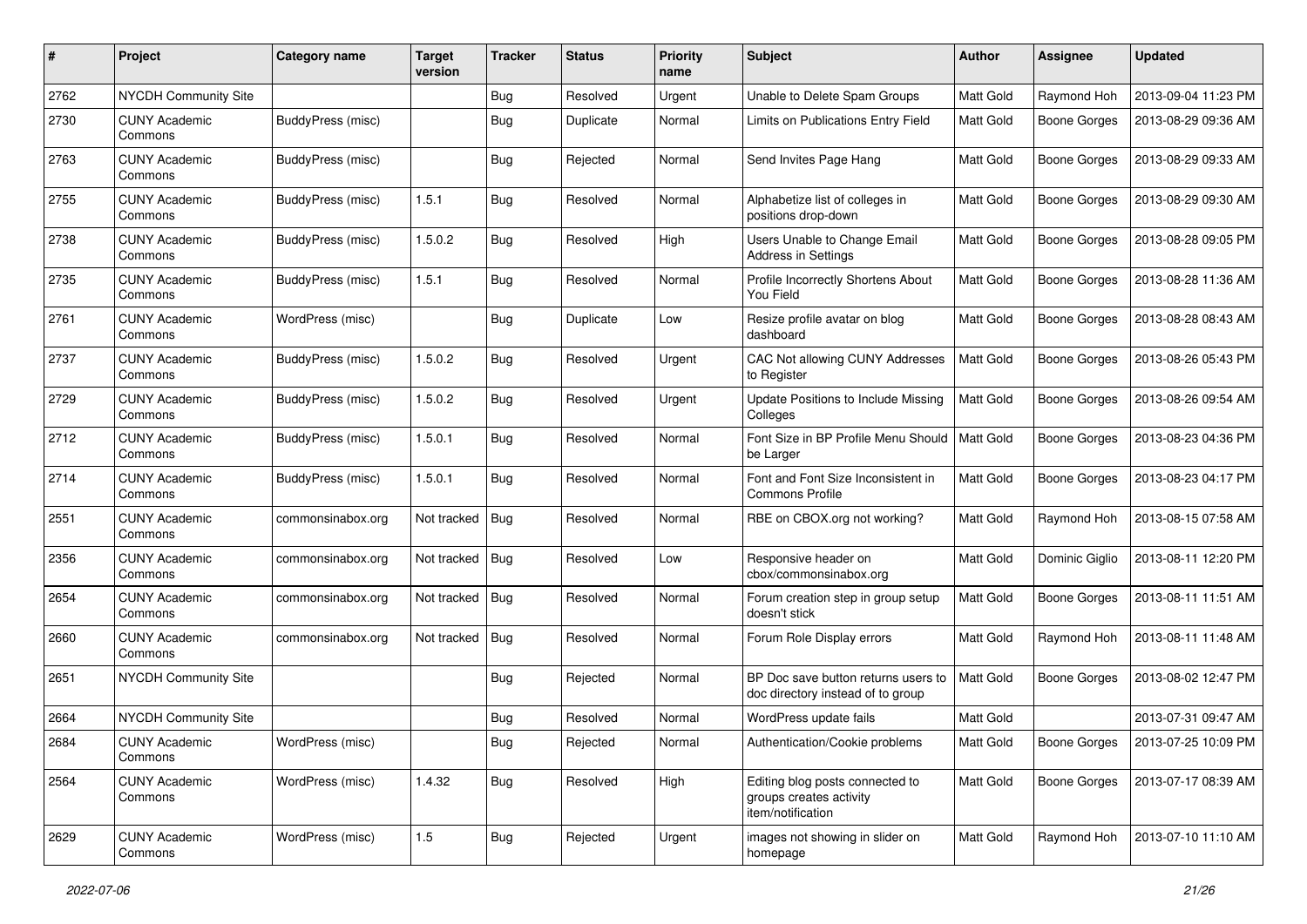| # | Project | Category name | Target version | Tracker | Status | Priority name | Subject | Author | Assignee | Updated |
|---|---|---|---|---|---|---|---|---|---|---|
| 2762 | NYCDH Community Site | | | Bug | Resolved | Urgent | Unable to Delete Spam Groups | Matt Gold | Raymond Hoh | 2013-09-04 11:23 PM |
| 2730 | CUNY Academic Commons | BuddyPress (misc) | | Bug | Duplicate | Normal | Limits on Publications Entry Field | Matt Gold | Boone Gorges | 2013-08-29 09:36 AM |
| 2763 | CUNY Academic Commons | BuddyPress (misc) | | Bug | Rejected | Normal | Send Invites Page Hang | Matt Gold | Boone Gorges | 2013-08-29 09:33 AM |
| 2755 | CUNY Academic Commons | BuddyPress (misc) | 1.5.1 | Bug | Resolved | Normal | Alphabetize list of colleges in positions drop-down | Matt Gold | Boone Gorges | 2013-08-29 09:30 AM |
| 2738 | CUNY Academic Commons | BuddyPress (misc) | 1.5.0.2 | Bug | Resolved | High | Users Unable to Change Email Address in Settings | Matt Gold | Boone Gorges | 2013-08-28 09:05 PM |
| 2735 | CUNY Academic Commons | BuddyPress (misc) | 1.5.1 | Bug | Resolved | Normal | Profile Incorrectly Shortens About You Field | Matt Gold | Boone Gorges | 2013-08-28 11:36 AM |
| 2761 | CUNY Academic Commons | WordPress (misc) | | Bug | Duplicate | Low | Resize profile avatar on blog dashboard | Matt Gold | Boone Gorges | 2013-08-28 08:43 AM |
| 2737 | CUNY Academic Commons | BuddyPress (misc) | 1.5.0.2 | Bug | Resolved | Urgent | CAC Not allowing CUNY Addresses to Register | Matt Gold | Boone Gorges | 2013-08-26 05:43 PM |
| 2729 | CUNY Academic Commons | BuddyPress (misc) | 1.5.0.2 | Bug | Resolved | Urgent | Update Positions to Include Missing Colleges | Matt Gold | Boone Gorges | 2013-08-26 09:54 AM |
| 2712 | CUNY Academic Commons | BuddyPress (misc) | 1.5.0.1 | Bug | Resolved | Normal | Font Size in BP Profile Menu Should be Larger | Matt Gold | Boone Gorges | 2013-08-23 04:36 PM |
| 2714 | CUNY Academic Commons | BuddyPress (misc) | 1.5.0.1 | Bug | Resolved | Normal | Font and Font Size Inconsistent in Commons Profile | Matt Gold | Boone Gorges | 2013-08-23 04:17 PM |
| 2551 | CUNY Academic Commons | commonsinabox.org | Not tracked | Bug | Resolved | Normal | RBE on CBOX.org not working? | Matt Gold | Raymond Hoh | 2013-08-15 07:58 AM |
| 2356 | CUNY Academic Commons | commonsinabox.org | Not tracked | Bug | Resolved | Low | Responsive header on cbox/commonsinabox.org | Matt Gold | Dominic Giglio | 2013-08-11 12:20 PM |
| 2654 | CUNY Academic Commons | commonsinabox.org | Not tracked | Bug | Resolved | Normal | Forum creation step in group setup doesn't stick | Matt Gold | Boone Gorges | 2013-08-11 11:51 AM |
| 2660 | CUNY Academic Commons | commonsinabox.org | Not tracked | Bug | Resolved | Normal | Forum Role Display errors | Matt Gold | Raymond Hoh | 2013-08-11 11:48 AM |
| 2651 | NYCDH Community Site | | | Bug | Rejected | Normal | BP Doc save button returns users to doc directory instead of to group | Matt Gold | Boone Gorges | 2013-08-02 12:47 PM |
| 2664 | NYCDH Community Site | | | Bug | Resolved | Normal | WordPress update fails | Matt Gold | | 2013-07-31 09:47 AM |
| 2684 | CUNY Academic Commons | WordPress (misc) | | Bug | Rejected | Normal | Authentication/Cookie problems | Matt Gold | Boone Gorges | 2013-07-25 10:09 PM |
| 2564 | CUNY Academic Commons | WordPress (misc) | 1.4.32 | Bug | Resolved | High | Editing blog posts connected to groups creates activity item/notification | Matt Gold | Boone Gorges | 2013-07-17 08:39 AM |
| 2629 | CUNY Academic Commons | WordPress (misc) | 1.5 | Bug | Rejected | Urgent | images not showing in slider on homepage | Matt Gold | Raymond Hoh | 2013-07-10 11:10 AM |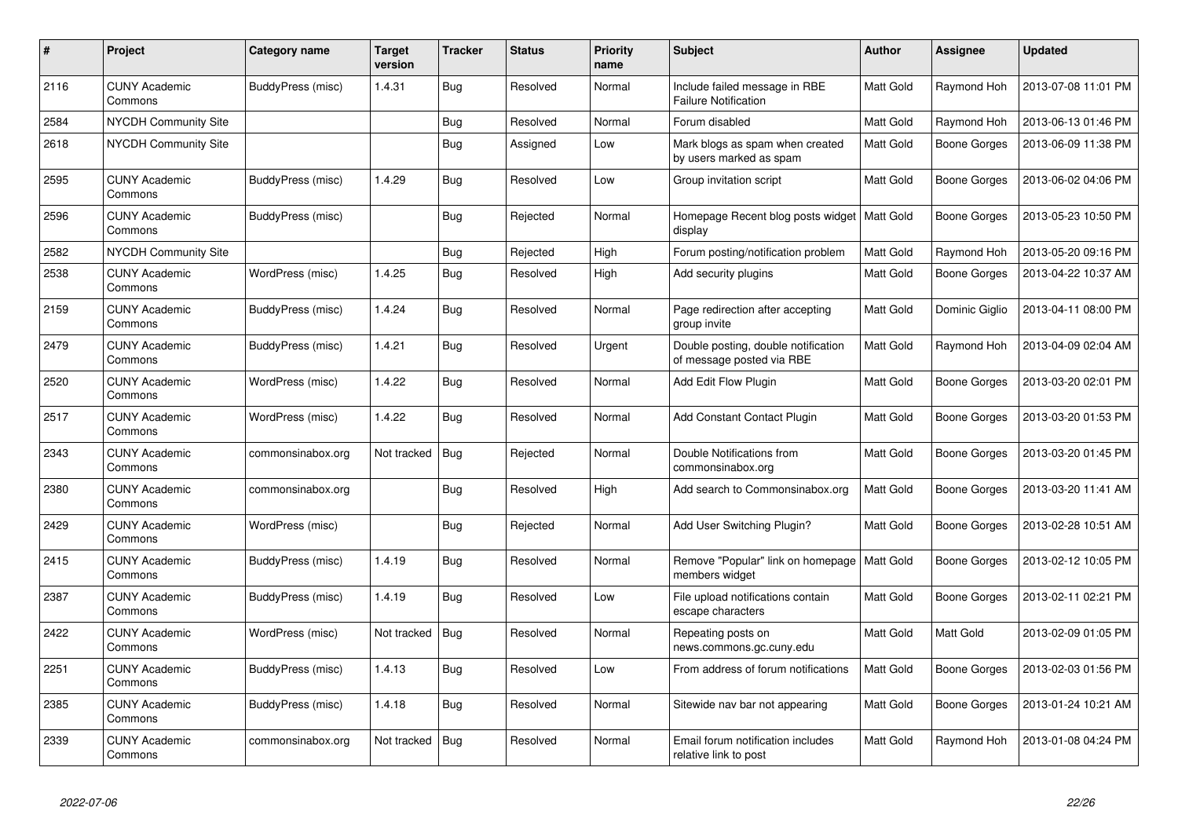| # | Project | Category name | Target version | Tracker | Status | Priority name | Subject | Author | Assignee | Updated |
|---|---|---|---|---|---|---|---|---|---|---|
| 2116 | CUNY Academic Commons | BuddyPress (misc) | 1.4.31 | Bug | Resolved | Normal | Include failed message in RBE Failure Notification | Matt Gold | Raymond Hoh | 2013-07-08 11:01 PM |
| 2584 | NYCDH Community Site | | | Bug | Resolved | Normal | Forum disabled | Matt Gold | Raymond Hoh | 2013-06-13 01:46 PM |
| 2618 | NYCDH Community Site | | | Bug | Assigned | Low | Mark blogs as spam when created by users marked as spam | Matt Gold | Boone Gorges | 2013-06-09 11:38 PM |
| 2595 | CUNY Academic Commons | BuddyPress (misc) | 1.4.29 | Bug | Resolved | Low | Group invitation script | Matt Gold | Boone Gorges | 2013-06-02 04:06 PM |
| 2596 | CUNY Academic Commons | BuddyPress (misc) | | Bug | Rejected | Normal | Homepage Recent blog posts widget display | Matt Gold | Boone Gorges | 2013-05-23 10:50 PM |
| 2582 | NYCDH Community Site | | | Bug | Rejected | High | Forum posting/notification problem | Matt Gold | Raymond Hoh | 2013-05-20 09:16 PM |
| 2538 | CUNY Academic Commons | WordPress (misc) | 1.4.25 | Bug | Resolved | High | Add security plugins | Matt Gold | Boone Gorges | 2013-04-22 10:37 AM |
| 2159 | CUNY Academic Commons | BuddyPress (misc) | 1.4.24 | Bug | Resolved | Normal | Page redirection after accepting group invite | Matt Gold | Dominic Giglio | 2013-04-11 08:00 PM |
| 2479 | CUNY Academic Commons | BuddyPress (misc) | 1.4.21 | Bug | Resolved | Urgent | Double posting, double notification of message posted via RBE | Matt Gold | Raymond Hoh | 2013-04-09 02:04 AM |
| 2520 | CUNY Academic Commons | WordPress (misc) | 1.4.22 | Bug | Resolved | Normal | Add Edit Flow Plugin | Matt Gold | Boone Gorges | 2013-03-20 02:01 PM |
| 2517 | CUNY Academic Commons | WordPress (misc) | 1.4.22 | Bug | Resolved | Normal | Add Constant Contact Plugin | Matt Gold | Boone Gorges | 2013-03-20 01:53 PM |
| 2343 | CUNY Academic Commons | commonsinabox.org | Not tracked | Bug | Rejected | Normal | Double Notifications from commonsinabox.org | Matt Gold | Boone Gorges | 2013-03-20 01:45 PM |
| 2380 | CUNY Academic Commons | commonsinabox.org | | Bug | Resolved | High | Add search to Commonsinabox.org | Matt Gold | Boone Gorges | 2013-03-20 11:41 AM |
| 2429 | CUNY Academic Commons | WordPress (misc) | | Bug | Rejected | Normal | Add User Switching Plugin? | Matt Gold | Boone Gorges | 2013-02-28 10:51 AM |
| 2415 | CUNY Academic Commons | BuddyPress (misc) | 1.4.19 | Bug | Resolved | Normal | Remove "Popular" link on homepage members widget | Matt Gold | Boone Gorges | 2013-02-12 10:05 PM |
| 2387 | CUNY Academic Commons | BuddyPress (misc) | 1.4.19 | Bug | Resolved | Low | File upload notifications contain escape characters | Matt Gold | Boone Gorges | 2013-02-11 02:21 PM |
| 2422 | CUNY Academic Commons | WordPress (misc) | Not tracked | Bug | Resolved | Normal | Repeating posts on news.commons.gc.cuny.edu | Matt Gold | Matt Gold | 2013-02-09 01:05 PM |
| 2251 | CUNY Academic Commons | BuddyPress (misc) | 1.4.13 | Bug | Resolved | Low | From address of forum notifications | Matt Gold | Boone Gorges | 2013-02-03 01:56 PM |
| 2385 | CUNY Academic Commons | BuddyPress (misc) | 1.4.18 | Bug | Resolved | Normal | Sitewide nav bar not appearing | Matt Gold | Boone Gorges | 2013-01-24 10:21 AM |
| 2339 | CUNY Academic Commons | commonsinabox.org | Not tracked | Bug | Resolved | Normal | Email forum notification includes relative link to post | Matt Gold | Raymond Hoh | 2013-01-08 04:24 PM |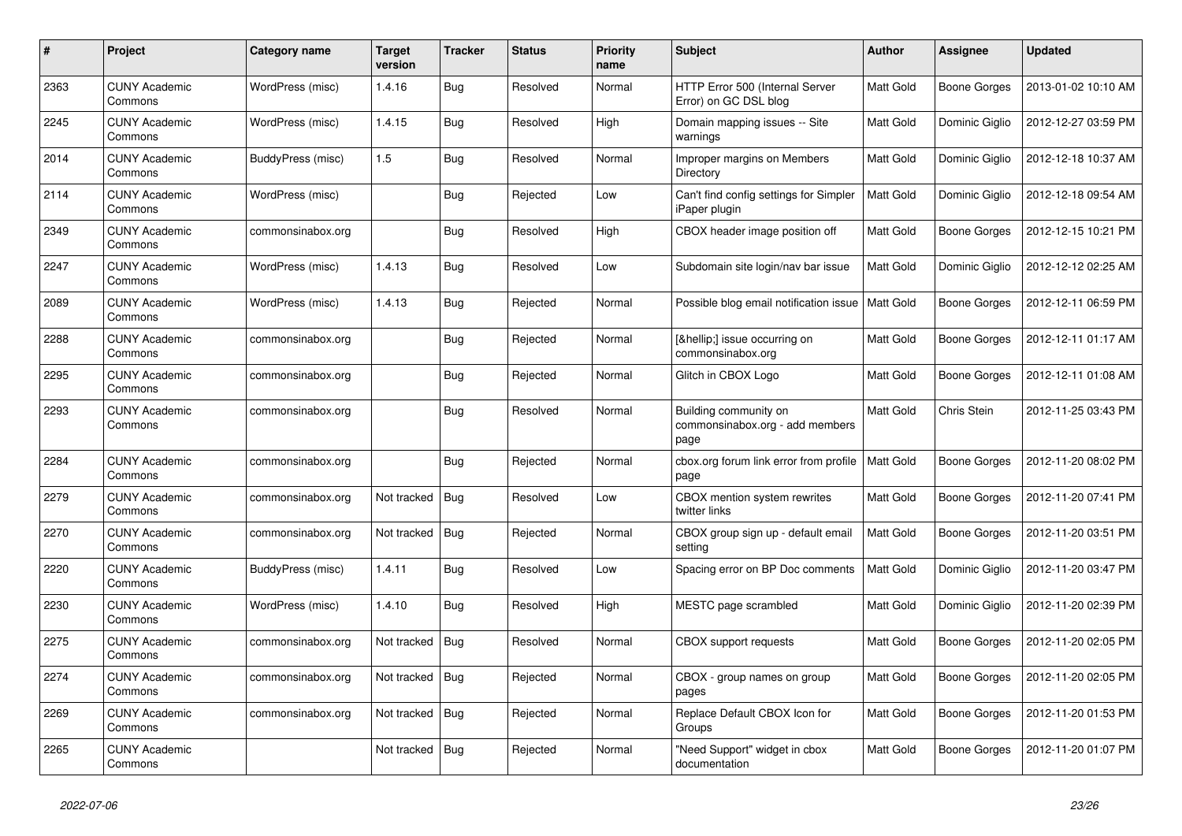| # | Project | Category name | Target version | Tracker | Status | Priority name | Subject | Author | Assignee | Updated |
|---|---|---|---|---|---|---|---|---|---|---|
| 2363 | CUNY Academic Commons | WordPress (misc) | 1.4.16 | Bug | Resolved | Normal | HTTP Error 500 (Internal Server Error) on GC DSL blog | Matt Gold | Boone Gorges | 2013-01-02 10:10 AM |
| 2245 | CUNY Academic Commons | WordPress (misc) | 1.4.15 | Bug | Resolved | High | Domain mapping issues -- Site warnings | Matt Gold | Dominic Giglio | 2012-12-27 03:59 PM |
| 2014 | CUNY Academic Commons | BuddyPress (misc) | 1.5 | Bug | Resolved | Normal | Improper margins on Members Directory | Matt Gold | Dominic Giglio | 2012-12-18 10:37 AM |
| 2114 | CUNY Academic Commons | WordPress (misc) | | Bug | Rejected | Low | Can't find config settings for Simpler iPaper plugin | Matt Gold | Dominic Giglio | 2012-12-18 09:54 AM |
| 2349 | CUNY Academic Commons | commonsinabox.org | | Bug | Resolved | High | CBOX header image position off | Matt Gold | Boone Gorges | 2012-12-15 10:21 PM |
| 2247 | CUNY Academic Commons | WordPress (misc) | 1.4.13 | Bug | Resolved | Low | Subdomain site login/nav bar issue | Matt Gold | Dominic Giglio | 2012-12-12 02:25 AM |
| 2089 | CUNY Academic Commons | WordPress (misc) | 1.4.13 | Bug | Rejected | Normal | Possible blog email notification issue | Matt Gold | Boone Gorges | 2012-12-11 06:59 PM |
| 2288 | CUNY Academic Commons | commonsinabox.org | | Bug | Rejected | Normal | [&hellip;] issue occurring on commonsinabox.org | Matt Gold | Boone Gorges | 2012-12-11 01:17 AM |
| 2295 | CUNY Academic Commons | commonsinabox.org | | Bug | Rejected | Normal | Glitch in CBOX Logo | Matt Gold | Boone Gorges | 2012-12-11 01:08 AM |
| 2293 | CUNY Academic Commons | commonsinabox.org | | Bug | Resolved | Normal | Building community on commonsinabox.org - add members page | Matt Gold | Chris Stein | 2012-11-25 03:43 PM |
| 2284 | CUNY Academic Commons | commonsinabox.org | | Bug | Rejected | Normal | cbox.org forum link error from profile page | Matt Gold | Boone Gorges | 2012-11-20 08:02 PM |
| 2279 | CUNY Academic Commons | commonsinabox.org | Not tracked | Bug | Resolved | Low | CBOX mention system rewrites twitter links | Matt Gold | Boone Gorges | 2012-11-20 07:41 PM |
| 2270 | CUNY Academic Commons | commonsinabox.org | Not tracked | Bug | Rejected | Normal | CBOX group sign up - default email setting | Matt Gold | Boone Gorges | 2012-11-20 03:51 PM |
| 2220 | CUNY Academic Commons | BuddyPress (misc) | 1.4.11 | Bug | Resolved | Low | Spacing error on BP Doc comments | Matt Gold | Dominic Giglio | 2012-11-20 03:47 PM |
| 2230 | CUNY Academic Commons | WordPress (misc) | 1.4.10 | Bug | Resolved | High | MESTC page scrambled | Matt Gold | Dominic Giglio | 2012-11-20 02:39 PM |
| 2275 | CUNY Academic Commons | commonsinabox.org | Not tracked | Bug | Resolved | Normal | CBOX support requests | Matt Gold | Boone Gorges | 2012-11-20 02:05 PM |
| 2274 | CUNY Academic Commons | commonsinabox.org | Not tracked | Bug | Rejected | Normal | CBOX - group names on group pages | Matt Gold | Boone Gorges | 2012-11-20 02:05 PM |
| 2269 | CUNY Academic Commons | commonsinabox.org | Not tracked | Bug | Rejected | Normal | Replace Default CBOX Icon for Groups | Matt Gold | Boone Gorges | 2012-11-20 01:53 PM |
| 2265 | CUNY Academic Commons | | Not tracked | Bug | Rejected | Normal | "Need Support" widget in cbox documentation | Matt Gold | Boone Gorges | 2012-11-20 01:07 PM |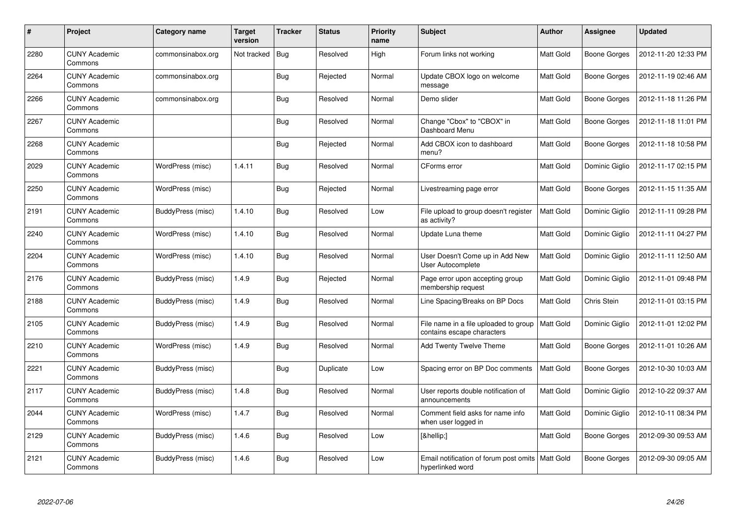| # | Project | Category name | Target version | Tracker | Status | Priority name | Subject | Author | Assignee | Updated |
|---|---|---|---|---|---|---|---|---|---|---|
| 2280 | CUNY Academic Commons | commonsinabox.org | Not tracked | Bug | Resolved | High | Forum links not working | Matt Gold | Boone Gorges | 2012-11-20 12:33 PM |
| 2264 | CUNY Academic Commons | commonsinabox.org | | Bug | Rejected | Normal | Update CBOX logo on welcome message | Matt Gold | Boone Gorges | 2012-11-19 02:46 AM |
| 2266 | CUNY Academic Commons | commonsinabox.org | | Bug | Resolved | Normal | Demo slider | Matt Gold | Boone Gorges | 2012-11-18 11:26 PM |
| 2267 | CUNY Academic Commons | | | Bug | Resolved | Normal | Change "Cbox" to "CBOX" in Dashboard Menu | Matt Gold | Boone Gorges | 2012-11-18 11:01 PM |
| 2268 | CUNY Academic Commons | | | Bug | Rejected | Normal | Add CBOX icon to dashboard menu? | Matt Gold | Boone Gorges | 2012-11-18 10:58 PM |
| 2029 | CUNY Academic Commons | WordPress (misc) | 1.4.11 | Bug | Resolved | Normal | CForms error | Matt Gold | Dominic Giglio | 2012-11-17 02:15 PM |
| 2250 | CUNY Academic Commons | WordPress (misc) | | Bug | Rejected | Normal | Livestreaming page error | Matt Gold | Boone Gorges | 2012-11-15 11:35 AM |
| 2191 | CUNY Academic Commons | BuddyPress (misc) | 1.4.10 | Bug | Resolved | Low | File upload to group doesn't register as activity? | Matt Gold | Dominic Giglio | 2012-11-11 09:28 PM |
| 2240 | CUNY Academic Commons | WordPress (misc) | 1.4.10 | Bug | Resolved | Normal | Update Luna theme | Matt Gold | Dominic Giglio | 2012-11-11 04:27 PM |
| 2204 | CUNY Academic Commons | WordPress (misc) | 1.4.10 | Bug | Resolved | Normal | User Doesn't Come up in Add New User Autocomplete | Matt Gold | Dominic Giglio | 2012-11-11 12:50 AM |
| 2176 | CUNY Academic Commons | BuddyPress (misc) | 1.4.9 | Bug | Rejected | Normal | Page error upon accepting group membership request | Matt Gold | Dominic Giglio | 2012-11-01 09:48 PM |
| 2188 | CUNY Academic Commons | BuddyPress (misc) | 1.4.9 | Bug | Resolved | Normal | Line Spacing/Breaks on BP Docs | Matt Gold | Chris Stein | 2012-11-01 03:15 PM |
| 2105 | CUNY Academic Commons | BuddyPress (misc) | 1.4.9 | Bug | Resolved | Normal | File name in a file uploaded to group contains escape characters | Matt Gold | Dominic Giglio | 2012-11-01 12:02 PM |
| 2210 | CUNY Academic Commons | WordPress (misc) | 1.4.9 | Bug | Resolved | Normal | Add Twenty Twelve Theme | Matt Gold | Boone Gorges | 2012-11-01 10:26 AM |
| 2221 | CUNY Academic Commons | BuddyPress (misc) | | Bug | Duplicate | Low | Spacing error on BP Doc comments | Matt Gold | Boone Gorges | 2012-10-30 10:03 AM |
| 2117 | CUNY Academic Commons | BuddyPress (misc) | 1.4.8 | Bug | Resolved | Normal | User reports double notification of announcements | Matt Gold | Dominic Giglio | 2012-10-22 09:37 AM |
| 2044 | CUNY Academic Commons | WordPress (misc) | 1.4.7 | Bug | Resolved | Normal | Comment field asks for name info when user logged in | Matt Gold | Dominic Giglio | 2012-10-11 08:34 PM |
| 2129 | CUNY Academic Commons | BuddyPress (misc) | 1.4.6 | Bug | Resolved | Low | [&hellip;] | Matt Gold | Boone Gorges | 2012-09-30 09:53 AM |
| 2121 | CUNY Academic Commons | BuddyPress (misc) | 1.4.6 | Bug | Resolved | Low | Email notification of forum post omits hyperlinked word | Matt Gold | Boone Gorges | 2012-09-30 09:05 AM |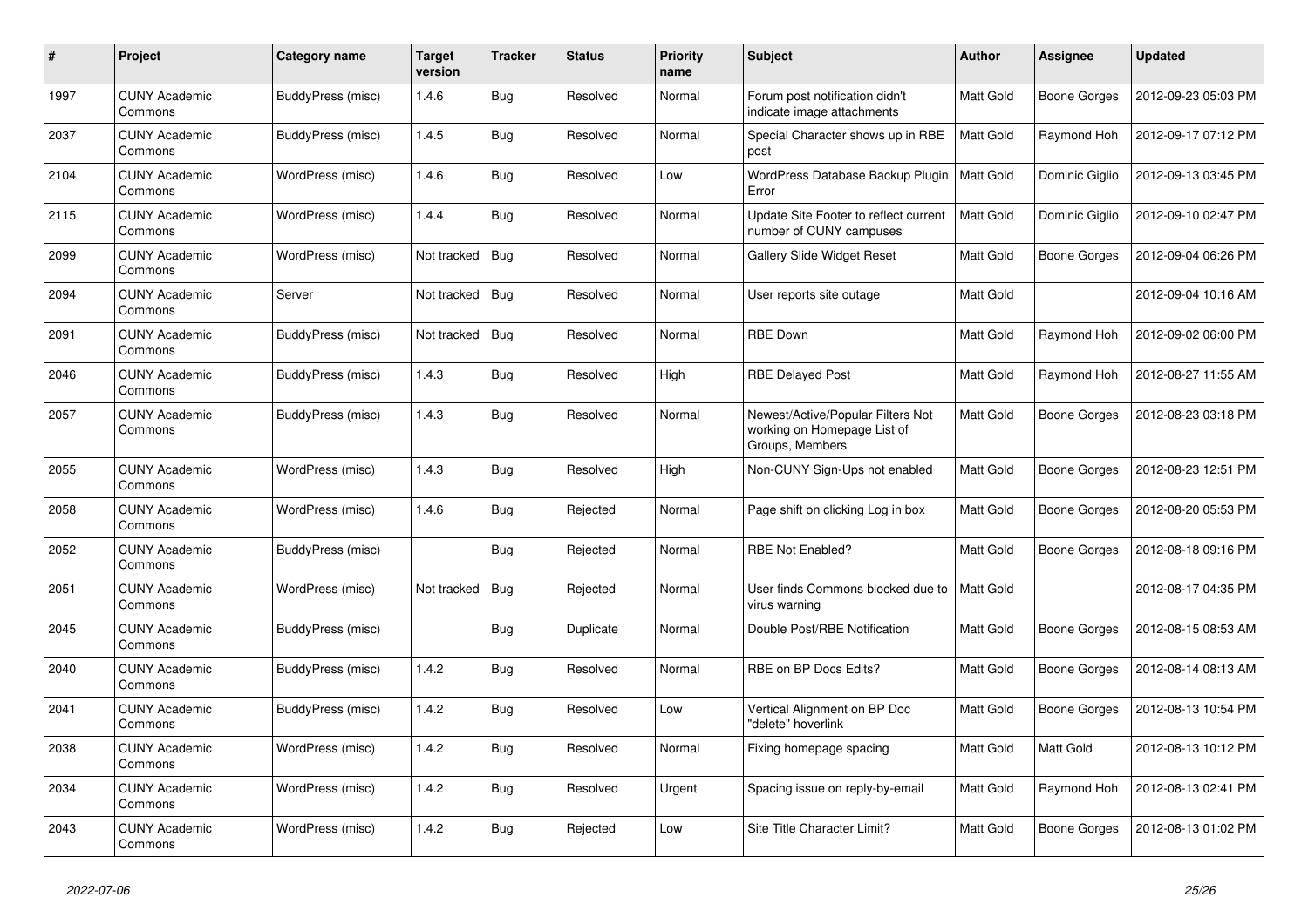| # | Project | Category name | Target version | Tracker | Status | Priority name | Subject | Author | Assignee | Updated |
|---|---|---|---|---|---|---|---|---|---|---|
| 1997 | CUNY Academic Commons | BuddyPress (misc) | 1.4.6 | Bug | Resolved | Normal | Forum post notification didn't indicate image attachments | Matt Gold | Boone Gorges | 2012-09-23 05:03 PM |
| 2037 | CUNY Academic Commons | BuddyPress (misc) | 1.4.5 | Bug | Resolved | Normal | Special Character shows up in RBE post | Matt Gold | Raymond Hoh | 2012-09-17 07:12 PM |
| 2104 | CUNY Academic Commons | WordPress (misc) | 1.4.6 | Bug | Resolved | Low | WordPress Database Backup Plugin Error | Matt Gold | Dominic Giglio | 2012-09-13 03:45 PM |
| 2115 | CUNY Academic Commons | WordPress (misc) | 1.4.4 | Bug | Resolved | Normal | Update Site Footer to reflect current number of CUNY campuses | Matt Gold | Dominic Giglio | 2012-09-10 02:47 PM |
| 2099 | CUNY Academic Commons | WordPress (misc) | Not tracked | Bug | Resolved | Normal | Gallery Slide Widget Reset | Matt Gold | Boone Gorges | 2012-09-04 06:26 PM |
| 2094 | CUNY Academic Commons | Server | Not tracked | Bug | Resolved | Normal | User reports site outage | Matt Gold | | 2012-09-04 10:16 AM |
| 2091 | CUNY Academic Commons | BuddyPress (misc) | Not tracked | Bug | Resolved | Normal | RBE Down | Matt Gold | Raymond Hoh | 2012-09-02 06:00 PM |
| 2046 | CUNY Academic Commons | BuddyPress (misc) | 1.4.3 | Bug | Resolved | High | RBE Delayed Post | Matt Gold | Raymond Hoh | 2012-08-27 11:55 AM |
| 2057 | CUNY Academic Commons | BuddyPress (misc) | 1.4.3 | Bug | Resolved | Normal | Newest/Active/Popular Filters Not working on Homepage List of Groups, Members | Matt Gold | Boone Gorges | 2012-08-23 03:18 PM |
| 2055 | CUNY Academic Commons | WordPress (misc) | 1.4.3 | Bug | Resolved | High | Non-CUNY Sign-Ups not enabled | Matt Gold | Boone Gorges | 2012-08-23 12:51 PM |
| 2058 | CUNY Academic Commons | WordPress (misc) | 1.4.6 | Bug | Rejected | Normal | Page shift on clicking Log in box | Matt Gold | Boone Gorges | 2012-08-20 05:53 PM |
| 2052 | CUNY Academic Commons | BuddyPress (misc) | | Bug | Rejected | Normal | RBE Not Enabled? | Matt Gold | Boone Gorges | 2012-08-18 09:16 PM |
| 2051 | CUNY Academic Commons | WordPress (misc) | Not tracked | Bug | Rejected | Normal | User finds Commons blocked due to virus warning | Matt Gold | | 2012-08-17 04:35 PM |
| 2045 | CUNY Academic Commons | BuddyPress (misc) | | Bug | Duplicate | Normal | Double Post/RBE Notification | Matt Gold | Boone Gorges | 2012-08-15 08:53 AM |
| 2040 | CUNY Academic Commons | BuddyPress (misc) | 1.4.2 | Bug | Resolved | Normal | RBE on BP Docs Edits? | Matt Gold | Boone Gorges | 2012-08-14 08:13 AM |
| 2041 | CUNY Academic Commons | BuddyPress (misc) | 1.4.2 | Bug | Resolved | Low | Vertical Alignment on BP Doc "delete" hoverlink | Matt Gold | Boone Gorges | 2012-08-13 10:54 PM |
| 2038 | CUNY Academic Commons | WordPress (misc) | 1.4.2 | Bug | Resolved | Normal | Fixing homepage spacing | Matt Gold | Matt Gold | 2012-08-13 10:12 PM |
| 2034 | CUNY Academic Commons | WordPress (misc) | 1.4.2 | Bug | Resolved | Urgent | Spacing issue on reply-by-email | Matt Gold | Raymond Hoh | 2012-08-13 02:41 PM |
| 2043 | CUNY Academic Commons | WordPress (misc) | 1.4.2 | Bug | Rejected | Low | Site Title Character Limit? | Matt Gold | Boone Gorges | 2012-08-13 01:02 PM |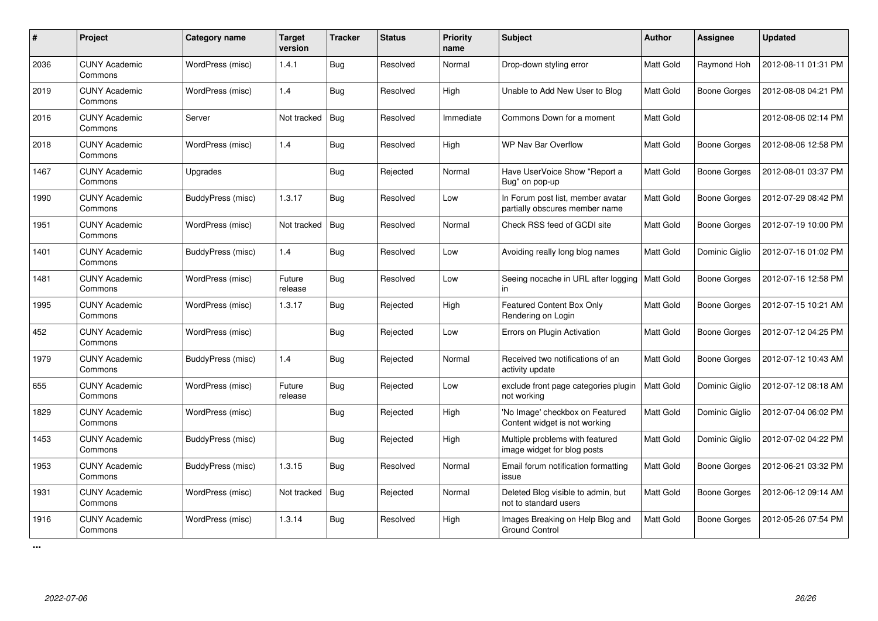| # | Project | Category name | Target version | Tracker | Status | Priority name | Subject | Author | Assignee | Updated |
|---|---|---|---|---|---|---|---|---|---|---|
| 2036 | CUNY Academic Commons | WordPress (misc) | 1.4.1 | Bug | Resolved | Normal | Drop-down styling error | Matt Gold | Raymond Hoh | 2012-08-11 01:31 PM |
| 2019 | CUNY Academic Commons | WordPress (misc) | 1.4 | Bug | Resolved | High | Unable to Add New User to Blog | Matt Gold | Boone Gorges | 2012-08-08 04:21 PM |
| 2016 | CUNY Academic Commons | Server | Not tracked | Bug | Resolved | Immediate | Commons Down for a moment | Matt Gold | | 2012-08-06 02:14 PM |
| 2018 | CUNY Academic Commons | WordPress (misc) | 1.4 | Bug | Resolved | High | WP Nav Bar Overflow | Matt Gold | Boone Gorges | 2012-08-06 12:58 PM |
| 1467 | CUNY Academic Commons | Upgrades | | Bug | Rejected | Normal | Have UserVoice Show "Report a Bug" on pop-up | Matt Gold | Boone Gorges | 2012-08-01 03:37 PM |
| 1990 | CUNY Academic Commons | BuddyPress (misc) | 1.3.17 | Bug | Resolved | Low | In Forum post list, member avatar partially obscures member name | Matt Gold | Boone Gorges | 2012-07-29 08:42 PM |
| 1951 | CUNY Academic Commons | WordPress (misc) | Not tracked | Bug | Resolved | Normal | Check RSS feed of GCDI site | Matt Gold | Boone Gorges | 2012-07-19 10:00 PM |
| 1401 | CUNY Academic Commons | BuddyPress (misc) | 1.4 | Bug | Resolved | Low | Avoiding really long blog names | Matt Gold | Dominic Giglio | 2012-07-16 01:02 PM |
| 1481 | CUNY Academic Commons | WordPress (misc) | Future release | Bug | Resolved | Low | Seeing nocache in URL after logging in | Matt Gold | Boone Gorges | 2012-07-16 12:58 PM |
| 1995 | CUNY Academic Commons | WordPress (misc) | 1.3.17 | Bug | Rejected | High | Featured Content Box Only Rendering on Login | Matt Gold | Boone Gorges | 2012-07-15 10:21 AM |
| 452 | CUNY Academic Commons | WordPress (misc) | | Bug | Rejected | Low | Errors on Plugin Activation | Matt Gold | Boone Gorges | 2012-07-12 04:25 PM |
| 1979 | CUNY Academic Commons | BuddyPress (misc) | 1.4 | Bug | Rejected | Normal | Received two notifications of an activity update | Matt Gold | Boone Gorges | 2012-07-12 10:43 AM |
| 655 | CUNY Academic Commons | WordPress (misc) | Future release | Bug | Rejected | Low | exclude front page categories plugin not working | Matt Gold | Dominic Giglio | 2012-07-12 08:18 AM |
| 1829 | CUNY Academic Commons | WordPress (misc) | | Bug | Rejected | High | 'No Image' checkbox on Featured Content widget is not working | Matt Gold | Dominic Giglio | 2012-07-04 06:02 PM |
| 1453 | CUNY Academic Commons | BuddyPress (misc) | | Bug | Rejected | High | Multiple problems with featured image widget for blog posts | Matt Gold | Dominic Giglio | 2012-07-02 04:22 PM |
| 1953 | CUNY Academic Commons | BuddyPress (misc) | 1.3.15 | Bug | Resolved | Normal | Email forum notification formatting issue | Matt Gold | Boone Gorges | 2012-06-21 03:32 PM |
| 1931 | CUNY Academic Commons | WordPress (misc) | Not tracked | Bug | Rejected | Normal | Deleted Blog visible to admin, but not to standard users | Matt Gold | Boone Gorges | 2012-06-12 09:14 AM |
| 1916 | CUNY Academic Commons | WordPress (misc) | 1.3.14 | Bug | Resolved | High | Images Breaking on Help Blog and Ground Control | Matt Gold | Boone Gorges | 2012-05-26 07:54 PM |

...